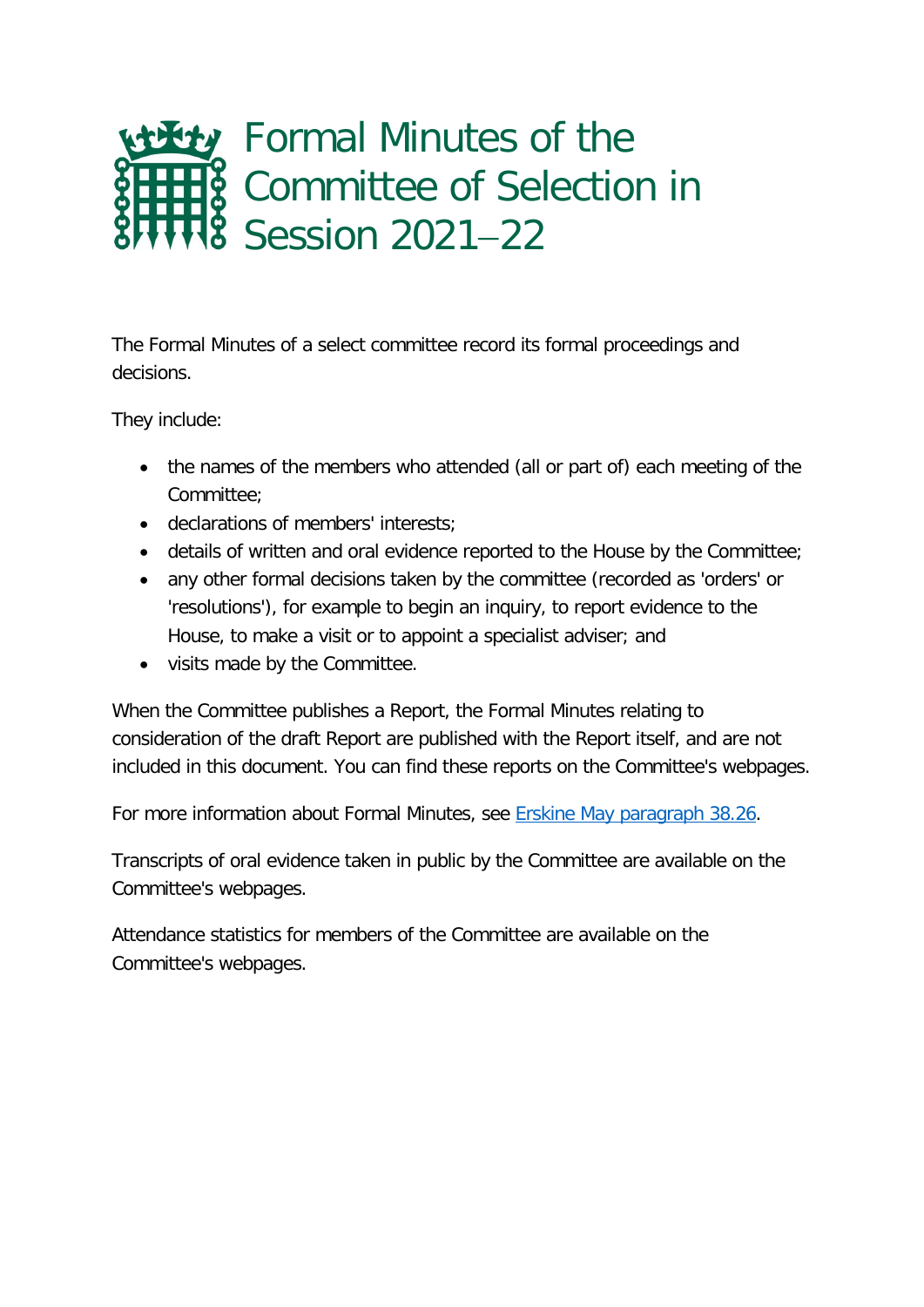# Formal Minutes of the Committee of Selection in Session 2021–22

The Formal Minutes of a select committee record its formal proceedings and decisions.

They include:

- the names of the members who attended (all or part of) each meeting of the Committee;
- declarations of members' interests;
- details of written and oral evidence reported to the House by the Committee;
- any other formal decisions taken by the committee (recorded as 'orders' or 'resolutions'), for example to begin an inquiry, to report evidence to the House, to make a visit or to appoint a specialist adviser; and
- visits made by the Committee.

When the Committee publishes a Report, the Formal Minutes relating to consideration of the draft Report are published with the Report itself, and are not included in this document. You can find these reports on the Committee's webpages.

For more information about Formal Minutes, see [Erskine May paragraph 38.26](#).

Transcripts of oral evidence taken in public by the Committee are available on the Committee's webpages.

Attendance statistics for members of the Committee are available on the Committee's webpages.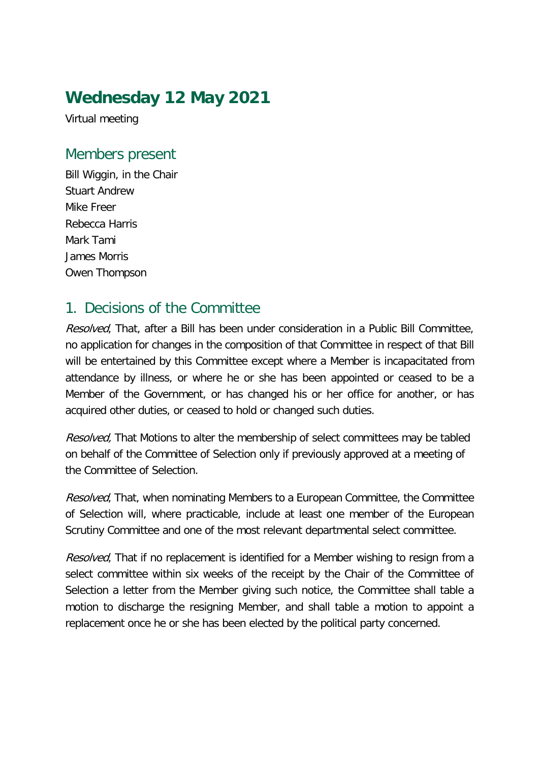# Wednesday 12 May 2021

Virtual meeting

## Members present

Bill Wiggin, in the Chair
Stuart Andrew
Mike Freer
Rebecca Harris
Mark Tami
James Morris
Owen Thompson

## 1. Decisions of the Committee

*Resolved*, That, after a Bill has been under consideration in a Public Bill Committee, no application for changes in the composition of that Committee in respect of that Bill will be entertained by this Committee except where a Member is incapacitated from attendance by illness, or where he or she has been appointed or ceased to be a Member of the Government, or has changed his or her office for another, or has acquired other duties, or ceased to hold or changed such duties.

*Resolved,* That Motions to alter the membership of select committees may be tabled on behalf of the Committee of Selection only if previously approved at a meeting of the Committee of Selection.

*Resolved*, That, when nominating Members to a European Committee, the Committee of Selection will, where practicable, include at least one member of the European Scrutiny Committee and one of the most relevant departmental select committee.

*Resolved*, That if no replacement is identified for a Member wishing to resign from a select committee within six weeks of the receipt by the Chair of the Committee of Selection a letter from the Member giving such notice, the Committee shall table a motion to discharge the resigning Member, and shall table a motion to appoint a replacement once he or she has been elected by the political party concerned.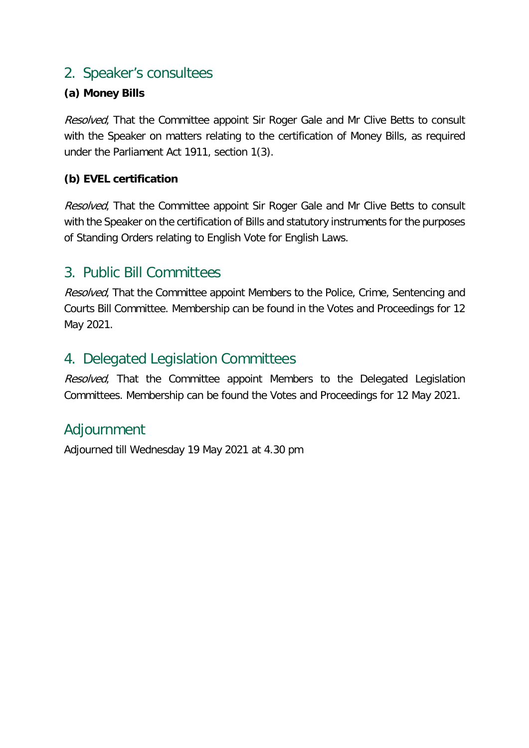## 2. Speaker's consultees

**(a) Money Bills**

*Resolved*, That the Committee appoint Sir Roger Gale and Mr Clive Betts to consult with the Speaker on matters relating to the certification of Money Bills, as required under the Parliament Act 1911, section 1(3).

**(b) EVEL certification**

*Resolved*, That the Committee appoint Sir Roger Gale and Mr Clive Betts to consult with the Speaker on the certification of Bills and statutory instruments for the purposes of Standing Orders relating to English Vote for English Laws.

## 3. Public Bill Committees

*Resolved*, That the Committee appoint Members to the Police, Crime, Sentencing and Courts Bill Committee. Membership can be found in the Votes and Proceedings for 12 May 2021.

## 4. Delegated Legislation Committees

*Resolved*, That the Committee appoint Members to the Delegated Legislation Committees. Membership can be found the Votes and Proceedings for 12 May 2021.

## Adjournment

Adjourned till Wednesday 19 May 2021 at 4.30 pm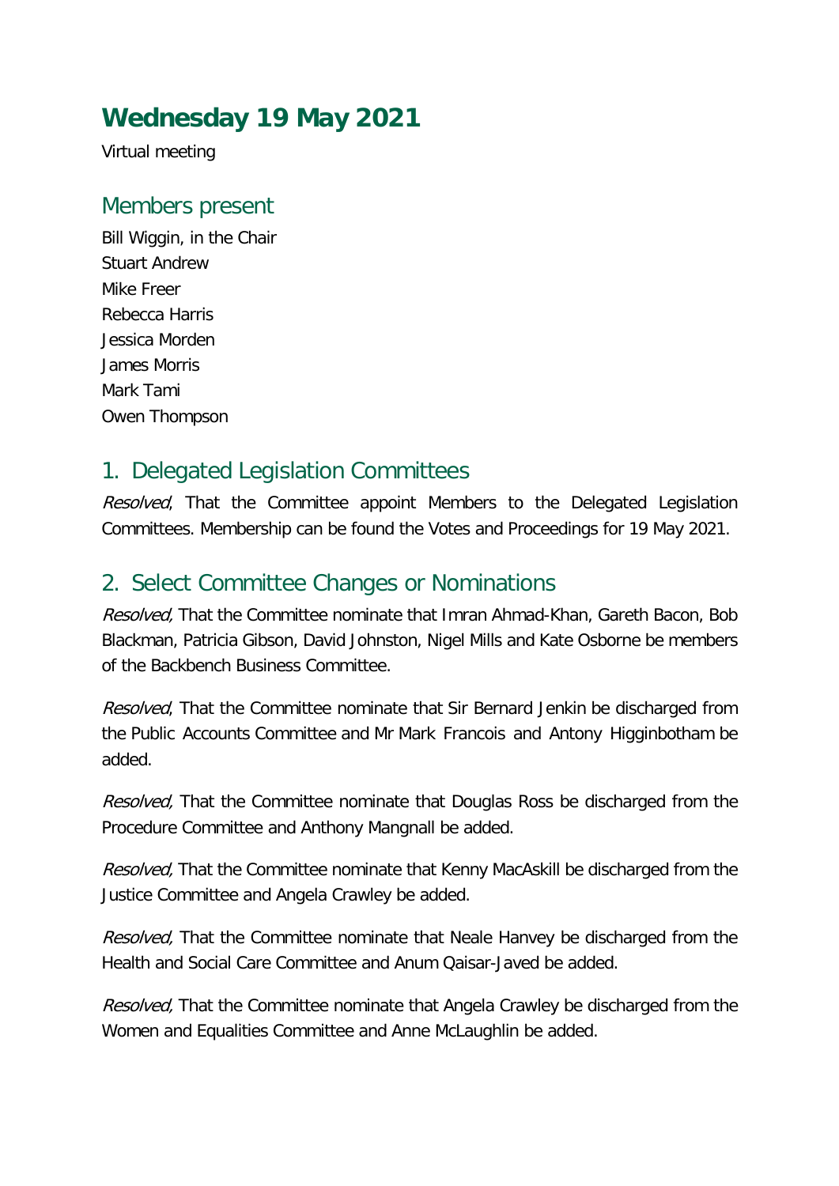# Wednesday 19 May 2021

Virtual meeting

## Members present

Bill Wiggin, in the Chair
Stuart Andrew
Mike Freer
Rebecca Harris
Jessica Morden
James Morris
Mark Tami
Owen Thompson

## 1. Delegated Legislation Committees

*Resolved*, That the Committee appoint Members to the Delegated Legislation Committees. Membership can be found the Votes and Proceedings for 19 May 2021.

## 2. Select Committee Changes or Nominations

*Resolved,* That the Committee nominate that Imran Ahmad-Khan, Gareth Bacon, Bob Blackman, Patricia Gibson, David Johnston, Nigel Mills and Kate Osborne be members of the Backbench Business Committee.

*Resolved*, That the Committee nominate that Sir Bernard Jenkin be discharged from the Public Accounts Committee and Mr Mark Francois and Antony Higginbotham be added.

*Resolved,* That the Committee nominate that Douglas Ross be discharged from the Procedure Committee and Anthony Mangnall be added.

*Resolved,* That the Committee nominate that Kenny MacAskill be discharged from the Justice Committee and Angela Crawley be added.

*Resolved,* That the Committee nominate that Neale Hanvey be discharged from the Health and Social Care Committee and Anum Qaisar-Javed be added.

*Resolved,* That the Committee nominate that Angela Crawley be discharged from the Women and Equalities Committee and Anne McLaughlin be added.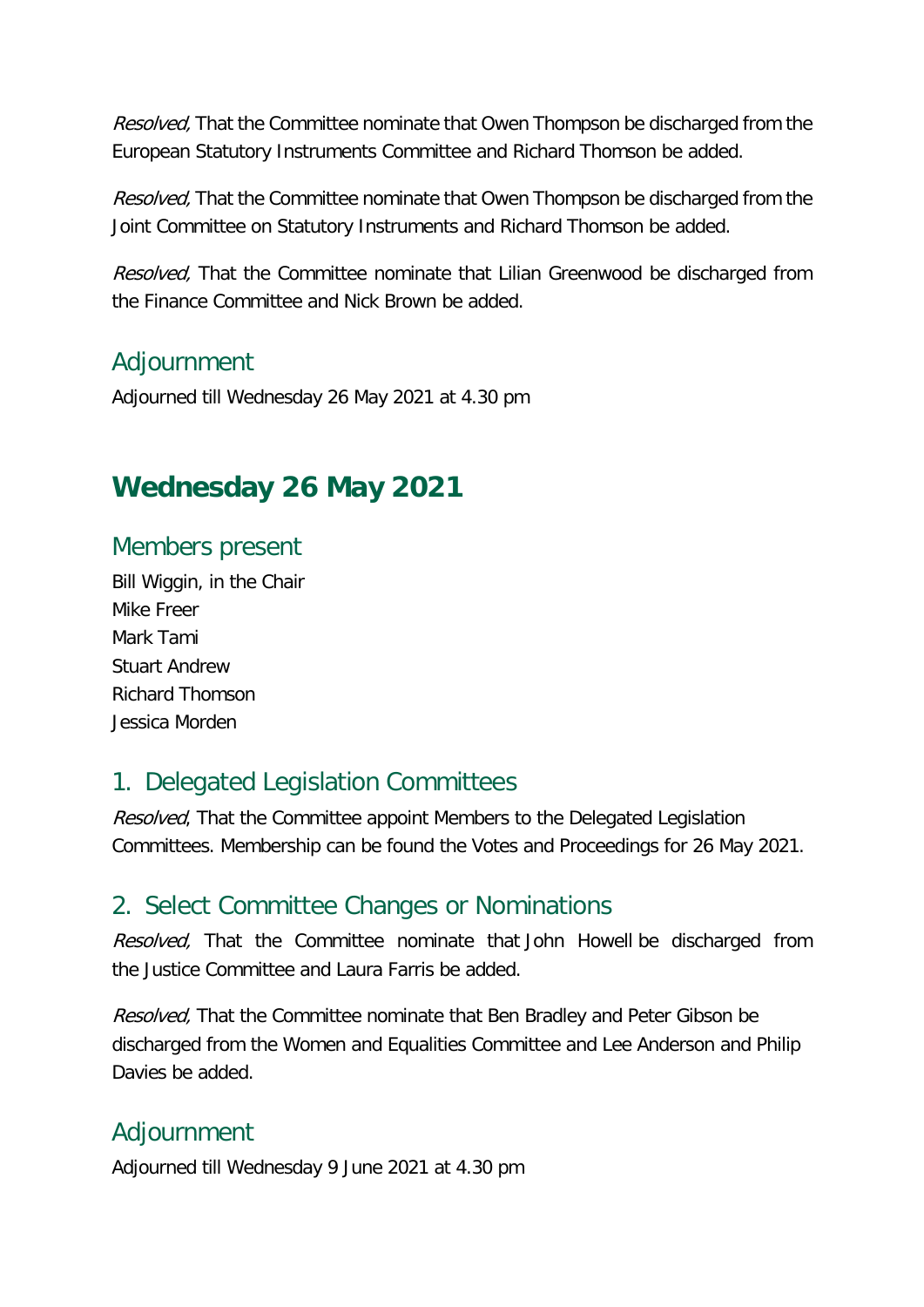*Resolved,* That the Committee nominate that Owen Thompson be discharged from the European Statutory Instruments Committee and Richard Thomson be added.

*Resolved,* That the Committee nominate that Owen Thompson be discharged from the Joint Committee on Statutory Instruments and Richard Thomson be added.

*Resolved,* That the Committee nominate that Lilian Greenwood be discharged from the Finance Committee and Nick Brown be added.

### Adjournment

Adjourned till Wednesday 26 May 2021 at 4.30 pm

## Wednesday 26 May 2021

### Members present

Bill Wiggin, in the Chair
Mike Freer
Mark Tami
Stuart Andrew
Richard Thomson
Jessica Morden

### 1. Delegated Legislation Committees

*Resolved*, That the Committee appoint Members to the Delegated Legislation Committees. Membership can be found the Votes and Proceedings for 26 May 2021.

### 2. Select Committee Changes or Nominations

*Resolved,* That the Committee nominate that John Howell be discharged from the Justice Committee and Laura Farris be added.

*Resolved,* That the Committee nominate that Ben Bradley and Peter Gibson be discharged from the Women and Equalities Committee and Lee Anderson and Philip Davies be added.

### Adjournment

Adjourned till Wednesday 9 June 2021 at 4.30 pm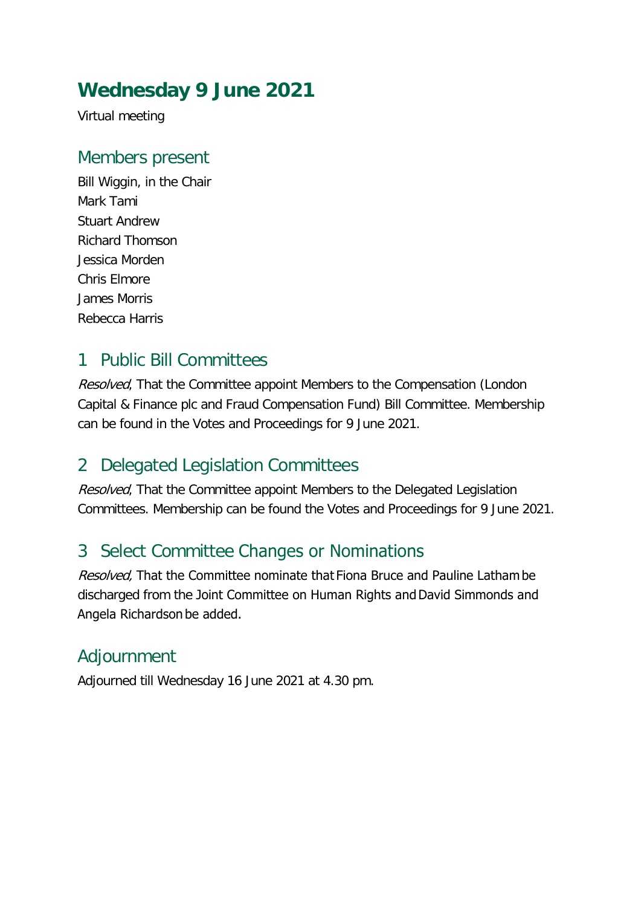# Wednesday 9 June 2021

Virtual meeting

## Members present

Bill Wiggin, in the Chair
Mark Tami
Stuart Andrew
Richard Thomson
Jessica Morden
Chris Elmore
James Morris
Rebecca Harris

## 1 Public Bill Committees

*Resolved*, That the Committee appoint Members to the Compensation (London Capital & Finance plc and Fraud Compensation Fund) Bill Committee. Membership can be found in the Votes and Proceedings for 9 June 2021.

## 2 Delegated Legislation Committees

*Resolved*, That the Committee appoint Members to the Delegated Legislation Committees. Membership can be found the Votes and Proceedings for 9 June 2021.

## 3 Select Committee Changes or Nominations

*Resolved,* That the Committee nominate that Fiona Bruce and Pauline Latham be discharged from the Joint Committee on Human Rights and David Simmonds and Angela Richardson be added.

## Adjournment

Adjourned till Wednesday 16 June 2021 at 4.30 pm.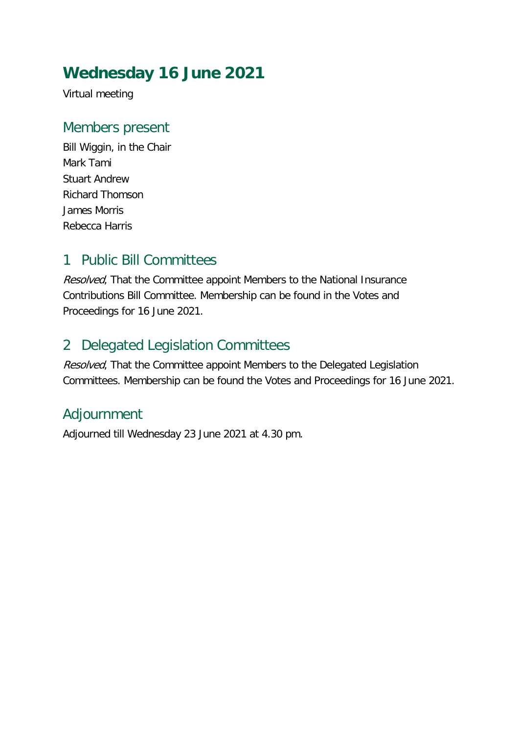# Wednesday 16 June 2021

Virtual meeting

## Members present

Bill Wiggin, in the Chair
Mark Tami
Stuart Andrew
Richard Thomson
James Morris
Rebecca Harris

## 1 Public Bill Committees

*Resolved*, That the Committee appoint Members to the National Insurance Contributions Bill Committee. Membership can be found in the Votes and Proceedings for 16 June 2021.

## 2 Delegated Legislation Committees

*Resolved*, That the Committee appoint Members to the Delegated Legislation Committees. Membership can be found the Votes and Proceedings for 16 June 2021.

## Adjournment

Adjourned till Wednesday 23 June 2021 at 4.30 pm.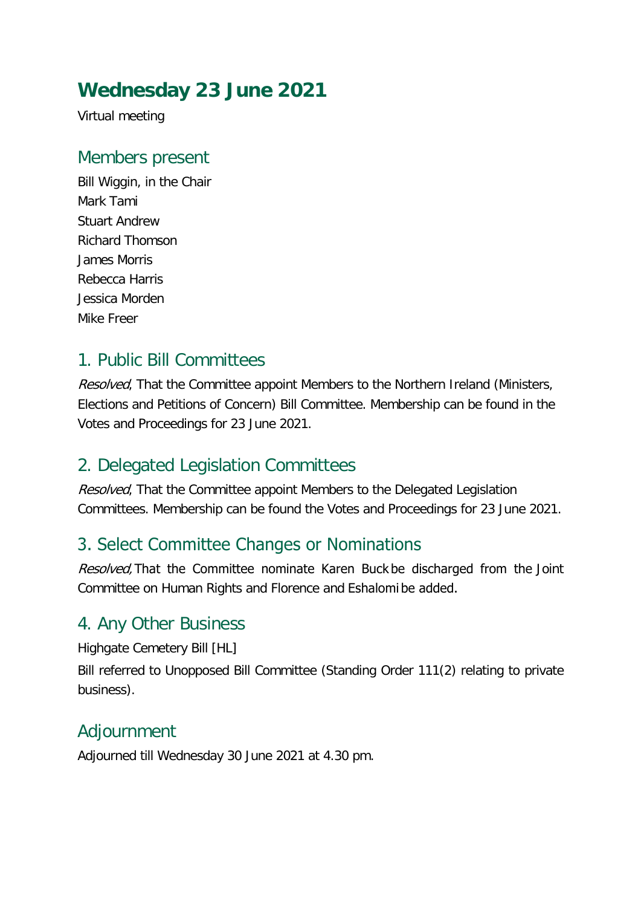# Wednesday 23 June 2021

Virtual meeting

## Members present

Bill Wiggin, in the Chair
Mark Tami
Stuart Andrew
Richard Thomson
James Morris
Rebecca Harris
Jessica Morden
Mike Freer

## 1. Public Bill Committees

*Resolved*, That the Committee appoint Members to the Northern Ireland (Ministers, Elections and Petitions of Concern) Bill Committee. Membership can be found in the Votes and Proceedings for 23 June 2021.

## 2. Delegated Legislation Committees

*Resolved*, That the Committee appoint Members to the Delegated Legislation Committees. Membership can be found the Votes and Proceedings for 23 June 2021.

## 3. Select Committee Changes or Nominations

*Resolved,* That the Committee nominate Karen Buck be discharged from the Joint Committee on Human Rights and Florence and Eshalomi be added.

## 4. Any Other Business

Highgate Cemetery Bill [HL]

Bill referred to Unopposed Bill Committee (Standing Order 111(2) relating to private business).

## Adjournment

Adjourned till Wednesday 30 June 2021 at 4.30 pm.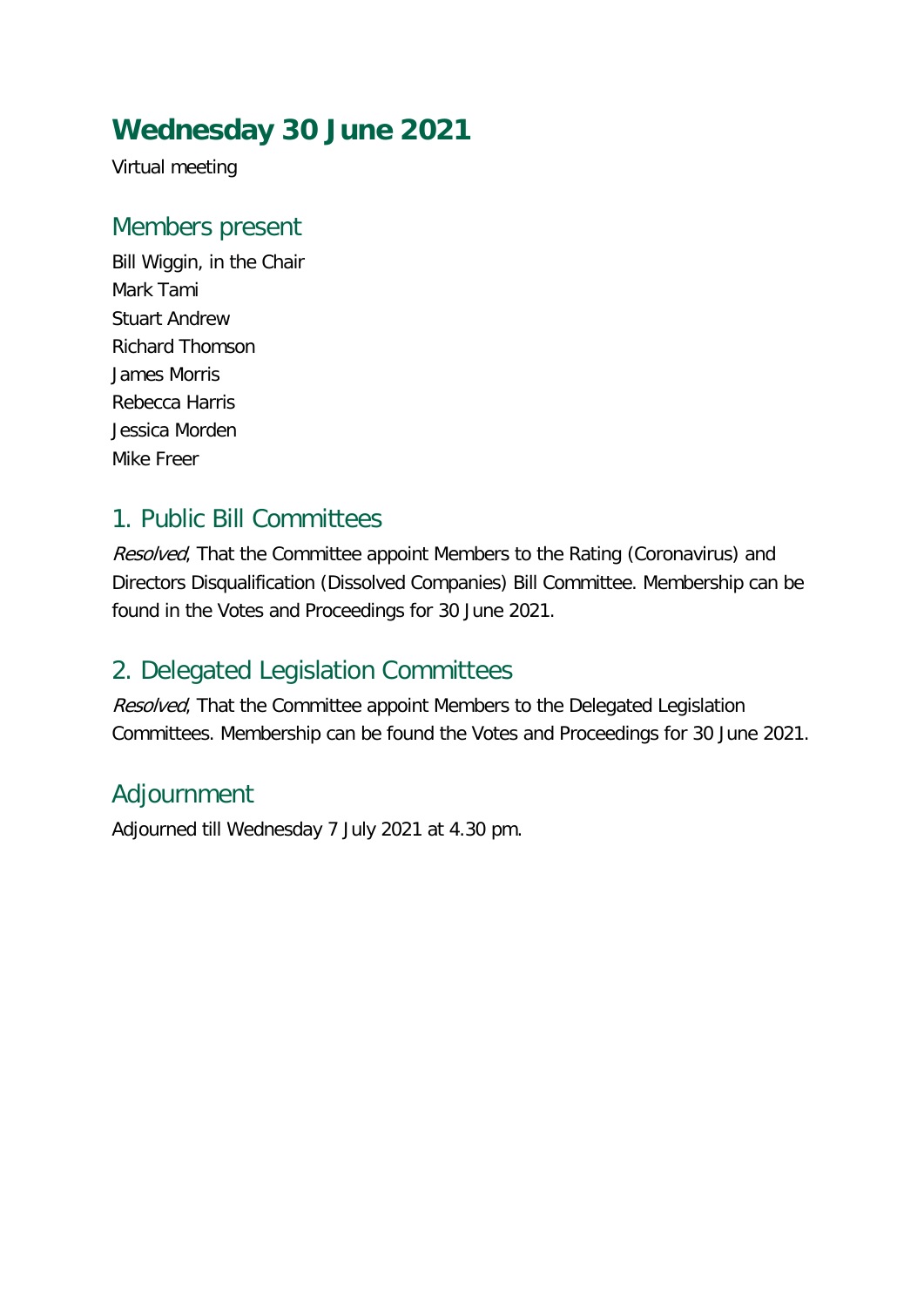# Wednesday 30 June 2021

Virtual meeting

## Members present

Bill Wiggin, in the Chair
Mark Tami
Stuart Andrew
Richard Thomson
James Morris
Rebecca Harris
Jessica Morden
Mike Freer

## 1. Public Bill Committees

*Resolved*, That the Committee appoint Members to the Rating (Coronavirus) and Directors Disqualification (Dissolved Companies) Bill Committee. Membership can be found in the Votes and Proceedings for 30 June 2021.

## 2. Delegated Legislation Committees

*Resolved*, That the Committee appoint Members to the Delegated Legislation Committees. Membership can be found the Votes and Proceedings for 30 June 2021.

## Adjournment

Adjourned till Wednesday 7 July 2021 at 4.30 pm.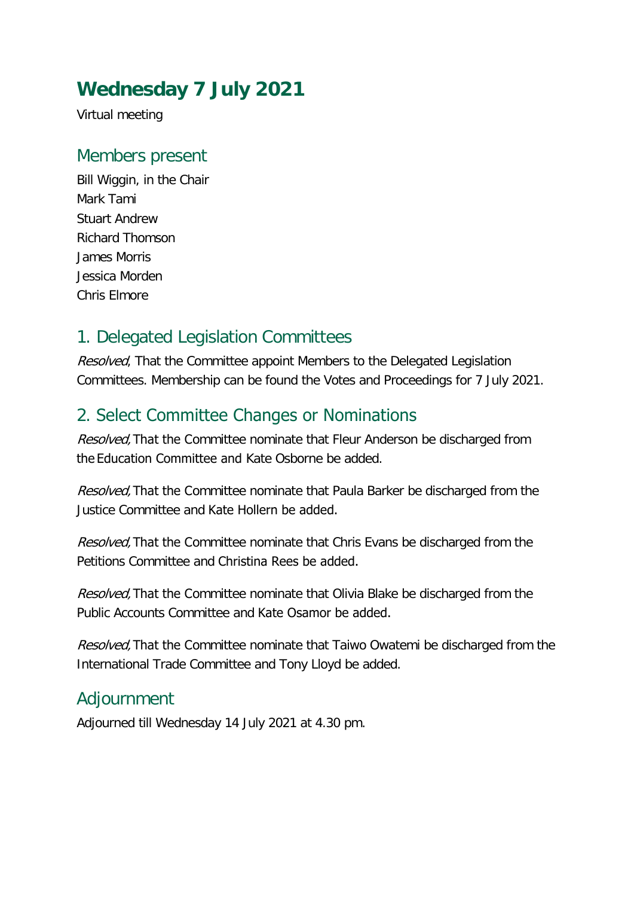# Wednesday 7 July 2021

Virtual meeting

## Members present

Bill Wiggin, in the Chair
Mark Tami
Stuart Andrew
Richard Thomson
James Morris
Jessica Morden
Chris Elmore

## 1. Delegated Legislation Committees

*Resolved*, That the Committee appoint Members to the Delegated Legislation Committees. Membership can be found the Votes and Proceedings for 7 July 2021.

## 2. Select Committee Changes or Nominations

*Resolved,* That the Committee nominate that Fleur Anderson be discharged from the Education Committee and Kate Osborne be added.

*Resolved,* That the Committee nominate that Paula Barker be discharged from the Justice Committee and Kate Hollern be added.

*Resolved,* That the Committee nominate that Chris Evans be discharged from the Petitions Committee and Christina Rees be added.

*Resolved,* That the Committee nominate that Olivia Blake be discharged from the Public Accounts Committee and Kate Osamor be added.

*Resolved,* That the Committee nominate that Taiwo Owatemi be discharged from the International Trade Committee and Tony Lloyd be added.

## Adjournment

Adjourned till Wednesday 14 July 2021 at 4.30 pm.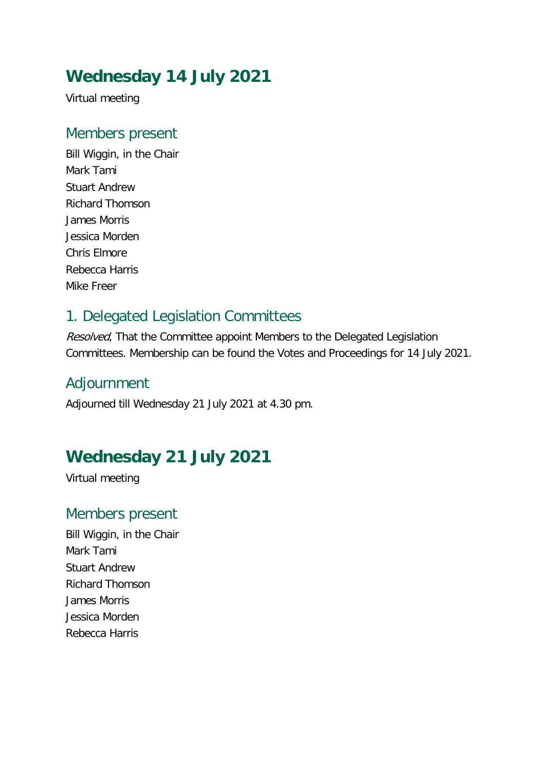# Wednesday 14 July 2021

Virtual meeting

## Members present

Bill Wiggin, in the Chair
Mark Tami
Stuart Andrew
Richard Thomson
James Morris
Jessica Morden
Chris Elmore
Rebecca Harris
Mike Freer

## 1. Delegated Legislation Committees

*Resolved*, That the Committee appoint Members to the Delegated Legislation Committees. Membership can be found the Votes and Proceedings for 14 July 2021.

## Adjournment

Adjourned till Wednesday 21 July 2021 at 4.30 pm.

# Wednesday 21 July 2021

Virtual meeting

## Members present

Bill Wiggin, in the Chair
Mark Tami
Stuart Andrew
Richard Thomson
James Morris
Jessica Morden
Rebecca Harris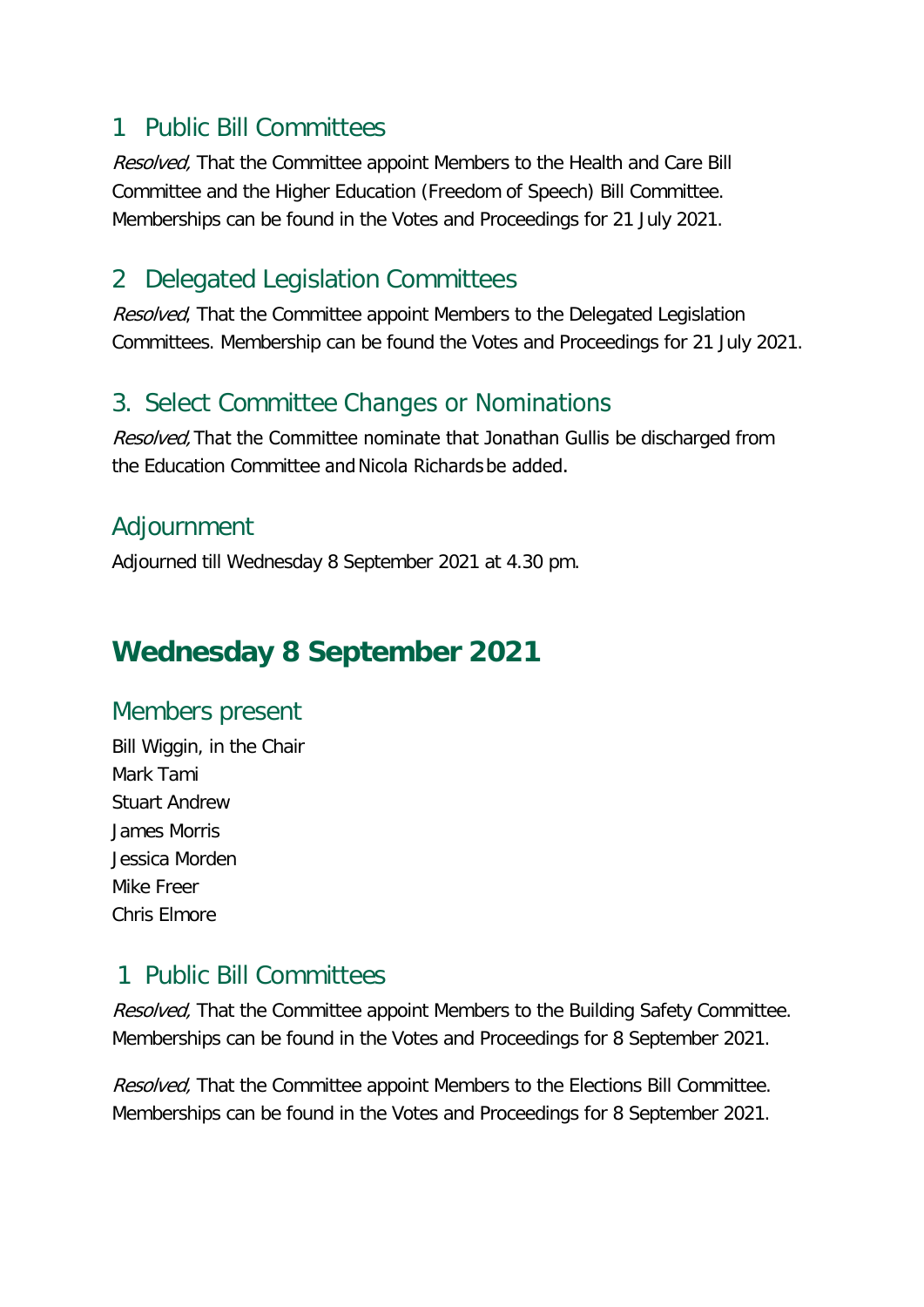## 1 Public Bill Committees

*Resolved,* That the Committee appoint Members to the Health and Care Bill Committee and the Higher Education (Freedom of Speech) Bill Committee. Memberships can be found in the Votes and Proceedings for 21 July 2021.

## 2 Delegated Legislation Committees

*Resolved*, That the Committee appoint Members to the Delegated Legislation Committees. Membership can be found the Votes and Proceedings for 21 July 2021.

## 3. Select Committee Changes or Nominations

*Resolved,* That the Committee nominate that Jonathan Gullis be discharged from the Education Committee and Nicola Richards be added.

## Adjournment

Adjourned till Wednesday 8 September 2021 at 4.30 pm.

# Wednesday 8 September 2021

## Members present

Bill Wiggin, in the Chair
Mark Tami
Stuart Andrew
James Morris
Jessica Morden
Mike Freer
Chris Elmore

## 1 Public Bill Committees

*Resolved,* That the Committee appoint Members to the Building Safety Committee. Memberships can be found in the Votes and Proceedings for 8 September 2021.

*Resolved,* That the Committee appoint Members to the Elections Bill Committee. Memberships can be found in the Votes and Proceedings for 8 September 2021.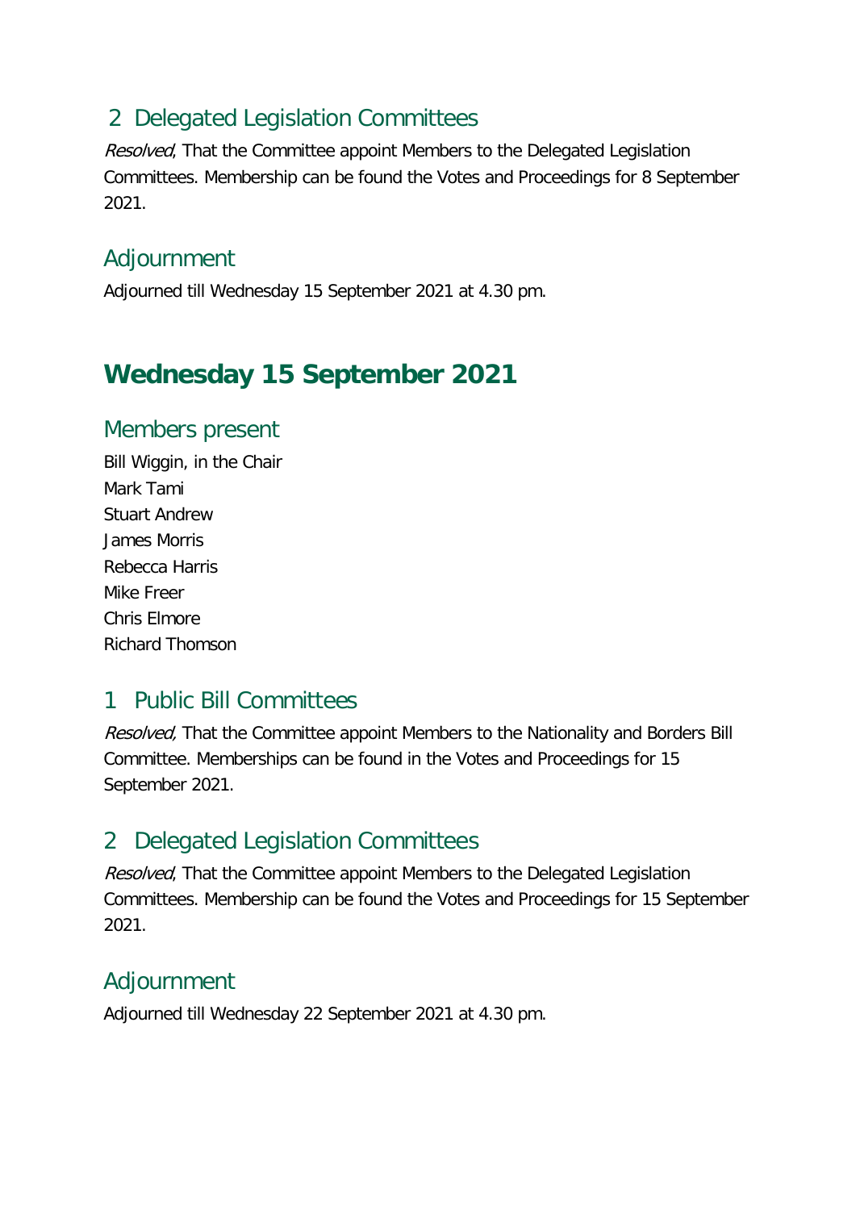## 2 Delegated Legislation Committees

*Resolved*, That the Committee appoint Members to the Delegated Legislation Committees. Membership can be found the Votes and Proceedings for 8 September 2021.

## Adjournment

Adjourned till Wednesday 15 September 2021 at 4.30 pm.

# Wednesday 15 September 2021

## Members present

Bill Wiggin, in the Chair
Mark Tami
Stuart Andrew
James Morris
Rebecca Harris
Mike Freer
Chris Elmore
Richard Thomson

## 1 Public Bill Committees

*Resolved,* That the Committee appoint Members to the Nationality and Borders Bill Committee. Memberships can be found in the Votes and Proceedings for 15 September 2021.

## 2 Delegated Legislation Committees

*Resolved*, That the Committee appoint Members to the Delegated Legislation Committees. Membership can be found the Votes and Proceedings for 15 September 2021.

## Adjournment

Adjourned till Wednesday 22 September 2021 at 4.30 pm.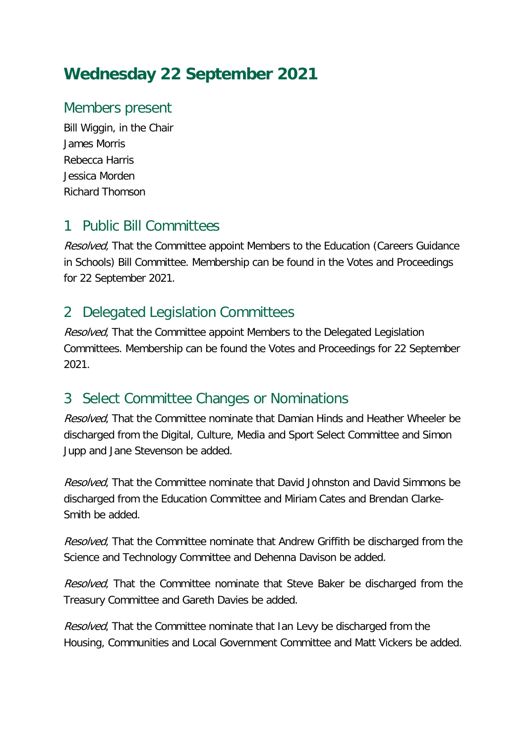# Wednesday 22 September 2021

## Members present

Bill Wiggin, in the Chair
James Morris
Rebecca Harris
Jessica Morden
Richard Thomson

## 1 Public Bill Committees

*Resolved,* That the Committee appoint Members to the Education (Careers Guidance in Schools) Bill Committee. Membership can be found in the Votes and Proceedings for 22 September 2021.

## 2 Delegated Legislation Committees

*Resolved*, That the Committee appoint Members to the Delegated Legislation Committees. Membership can be found the Votes and Proceedings for 22 September 2021.

## 3 Select Committee Changes or Nominations

*Resolved*, That the Committee nominate that Damian Hinds and Heather Wheeler be discharged from the Digital, Culture, Media and Sport Select Committee and Simon Jupp and Jane Stevenson be added.

*Resolved*, That the Committee nominate that David Johnston and David Simmons be discharged from the Education Committee and Miriam Cates and Brendan Clarke-Smith be added.

*Resolved*, That the Committee nominate that Andrew Griffith be discharged from the Science and Technology Committee and Dehenna Davison be added.

*Resolved*, That the Committee nominate that Steve Baker be discharged from the Treasury Committee and Gareth Davies be added.

*Resolved*, That the Committee nominate that Ian Levy be discharged from the Housing, Communities and Local Government Committee and Matt Vickers be added.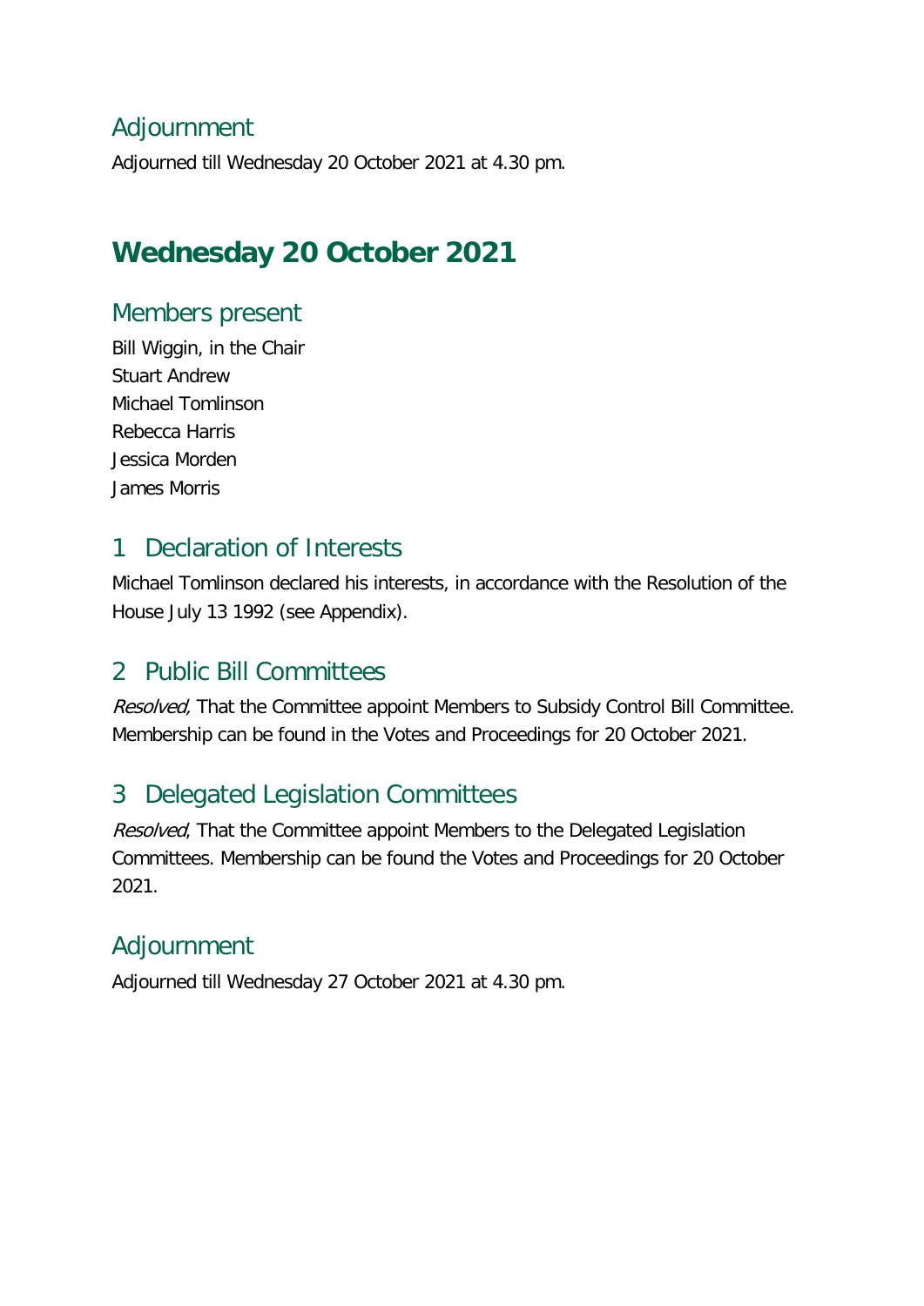## Adjournment

Adjourned till Wednesday 20 October 2021 at 4.30 pm.

# Wednesday 20 October 2021

## Members present

Bill Wiggin, in the Chair
Stuart Andrew
Michael Tomlinson
Rebecca Harris
Jessica Morden
James Morris

## 1 Declaration of Interests

Michael Tomlinson declared his interests, in accordance with the Resolution of the House July 13 1992 (see Appendix).

## 2 Public Bill Committees

*Resolved,* That the Committee appoint Members to Subsidy Control Bill Committee. Membership can be found in the Votes and Proceedings for 20 October 2021.

## 3 Delegated Legislation Committees

*Resolved*, That the Committee appoint Members to the Delegated Legislation Committees. Membership can be found the Votes and Proceedings for 20 October 2021.

## Adjournment

Adjourned till Wednesday 27 October 2021 at 4.30 pm.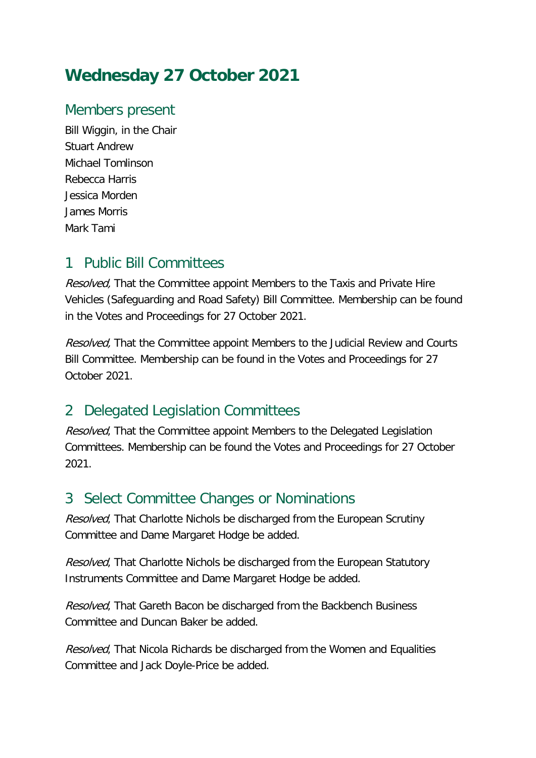# Wednesday 27 October 2021

## Members present

Bill Wiggin, in the Chair
Stuart Andrew
Michael Tomlinson
Rebecca Harris
Jessica Morden
James Morris
Mark Tami

## 1 Public Bill Committees

*Resolved,* That the Committee appoint Members to the Taxis and Private Hire Vehicles (Safeguarding and Road Safety) Bill Committee. Membership can be found in the Votes and Proceedings for 27 October 2021.

*Resolved,* That the Committee appoint Members to the Judicial Review and Courts Bill Committee. Membership can be found in the Votes and Proceedings for 27 October 2021.

## 2 Delegated Legislation Committees

*Resolved*, That the Committee appoint Members to the Delegated Legislation Committees. Membership can be found the Votes and Proceedings for 27 October 2021.

## 3 Select Committee Changes or Nominations

*Resolved*, That Charlotte Nichols be discharged from the European Scrutiny Committee and Dame Margaret Hodge be added.

*Resolved*, That Charlotte Nichols be discharged from the European Statutory Instruments Committee and Dame Margaret Hodge be added.

*Resolved*, That Gareth Bacon be discharged from the Backbench Business Committee and Duncan Baker be added.

*Resolved*, That Nicola Richards be discharged from the Women and Equalities Committee and Jack Doyle-Price be added.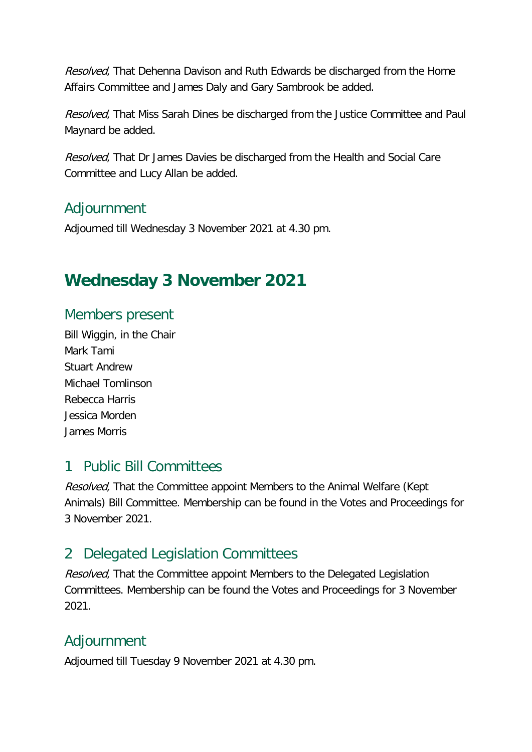*Resolved*, That Dehenna Davison and Ruth Edwards be discharged from the Home Affairs Committee and James Daly and Gary Sambrook be added.

*Resolved*, That Miss Sarah Dines be discharged from the Justice Committee and Paul Maynard be added.

*Resolved*, That Dr James Davies be discharged from the Health and Social Care Committee and Lucy Allan be added.

### Adjournment

Adjourned till Wednesday 3 November 2021 at 4.30 pm.

## Wednesday 3 November 2021

### Members present

Bill Wiggin, in the Chair
Mark Tami
Stuart Andrew
Michael Tomlinson
Rebecca Harris
Jessica Morden
James Morris

### 1 Public Bill Committees

*Resolved,* That the Committee appoint Members to the Animal Welfare (Kept Animals) Bill Committee. Membership can be found in the Votes and Proceedings for 3 November 2021.

### 2 Delegated Legislation Committees

*Resolved*, That the Committee appoint Members to the Delegated Legislation Committees. Membership can be found the Votes and Proceedings for 3 November 2021.

### Adjournment

Adjourned till Tuesday 9 November 2021 at 4.30 pm.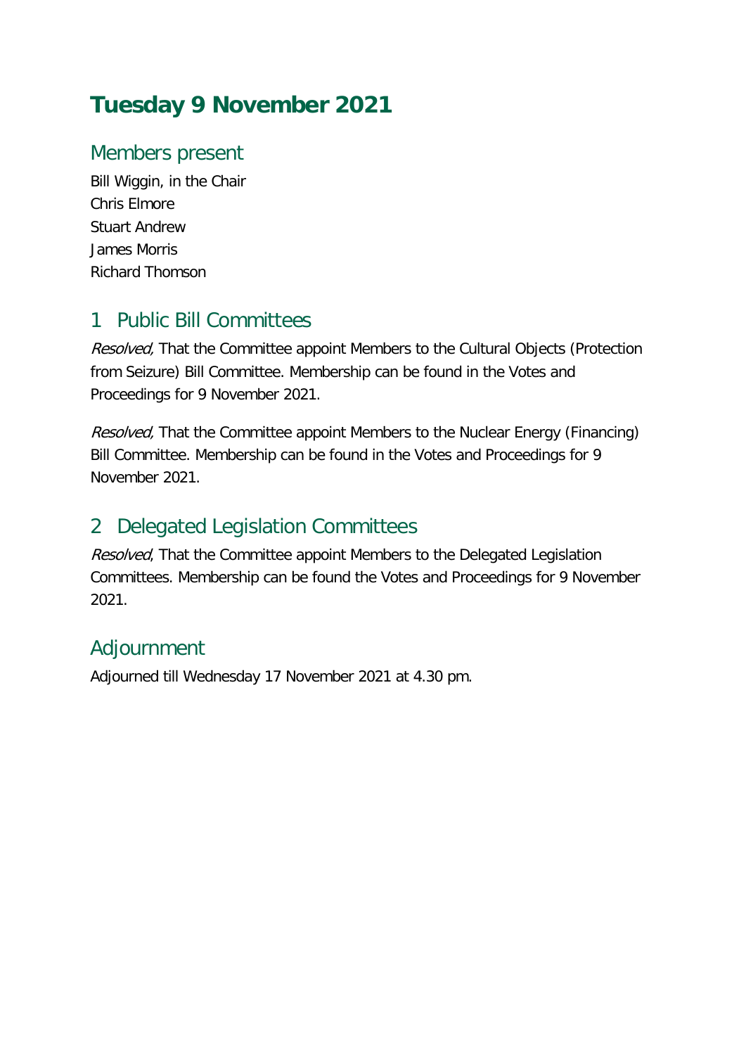# Tuesday 9 November 2021

## Members present

Bill Wiggin, in the Chair
Chris Elmore
Stuart Andrew
James Morris
Richard Thomson

## 1 Public Bill Committees

*Resolved,* That the Committee appoint Members to the Cultural Objects (Protection from Seizure) Bill Committee. Membership can be found in the Votes and Proceedings for 9 November 2021.

*Resolved,* That the Committee appoint Members to the Nuclear Energy (Financing) Bill Committee. Membership can be found in the Votes and Proceedings for 9 November 2021.

## 2 Delegated Legislation Committees

*Resolved*, That the Committee appoint Members to the Delegated Legislation Committees. Membership can be found the Votes and Proceedings for 9 November 2021.

## Adjournment

Adjourned till Wednesday 17 November 2021 at 4.30 pm.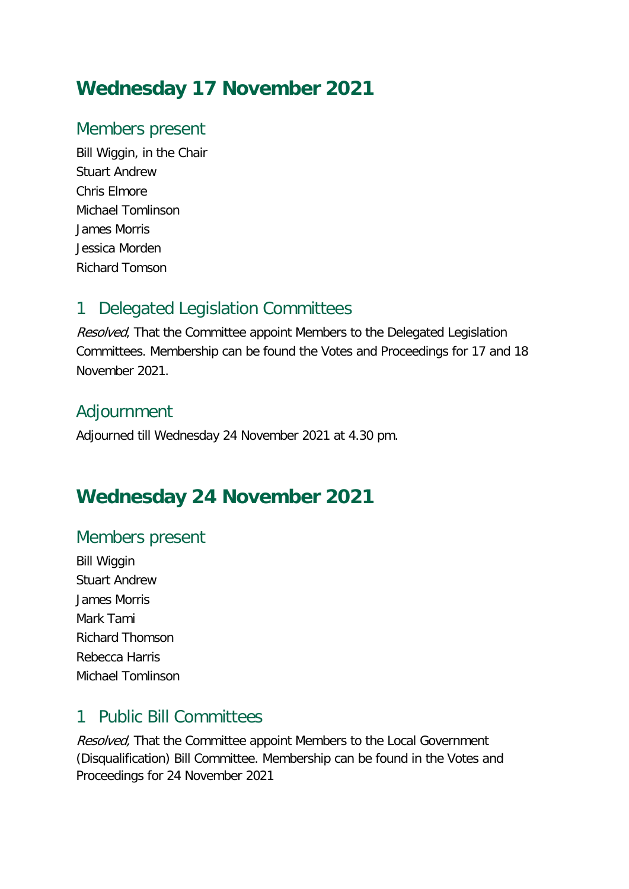# Wednesday 17 November 2021

## Members present

Bill Wiggin, in the Chair
Stuart Andrew
Chris Elmore
Michael Tomlinson
James Morris
Jessica Morden
Richard Tomson

## 1 Delegated Legislation Committees

*Resolved*, That the Committee appoint Members to the Delegated Legislation Committees. Membership can be found the Votes and Proceedings for 17 and 18 November 2021.

## Adjournment

Adjourned till Wednesday 24 November 2021 at 4.30 pm.

# Wednesday 24 November 2021

## Members present

Bill Wiggin
Stuart Andrew
James Morris
Mark Tami
Richard Thomson
Rebecca Harris
Michael Tomlinson

## 1 Public Bill Committees

*Resolved,* That the Committee appoint Members to the Local Government (Disqualification) Bill Committee. Membership can be found in the Votes and Proceedings for 24 November 2021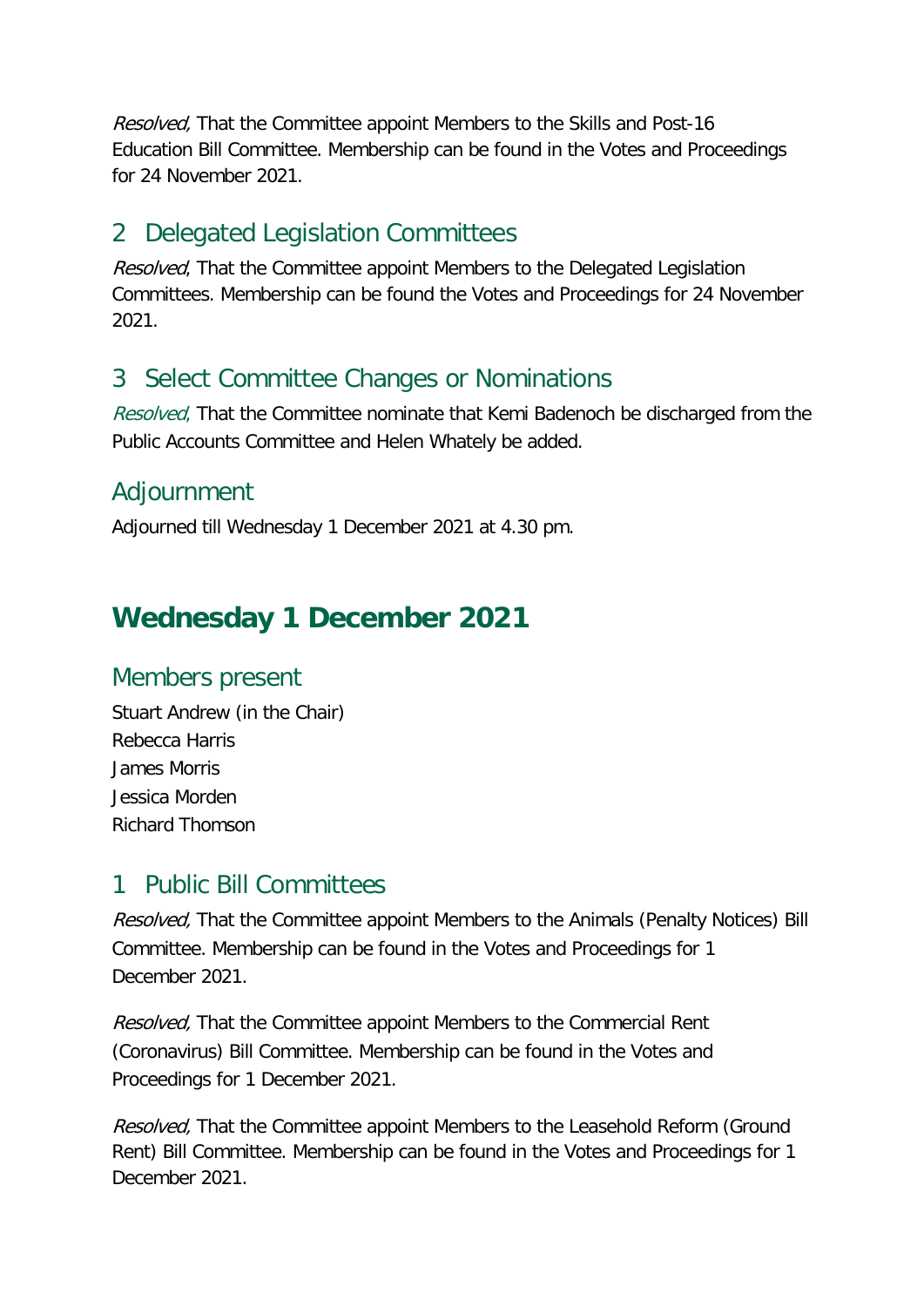*Resolved,* That the Committee appoint Members to the Skills and Post-16 Education Bill Committee. Membership can be found in the Votes and Proceedings for 24 November 2021.

## 2 Delegated Legislation Committees

*Resolved*, That the Committee appoint Members to the Delegated Legislation Committees. Membership can be found the Votes and Proceedings for 24 November 2021.

## 3 Select Committee Changes or Nominations

*Resolved*, That the Committee nominate that Kemi Badenoch be discharged from the Public Accounts Committee and Helen Whately be added.

## Adjournment

Adjourned till Wednesday 1 December 2021 at 4.30 pm.

# Wednesday 1 December 2021

## Members present

Stuart Andrew (in the Chair)
Rebecca Harris
James Morris
Jessica Morden
Richard Thomson

## 1 Public Bill Committees

*Resolved,* That the Committee appoint Members to the Animals (Penalty Notices) Bill Committee. Membership can be found in the Votes and Proceedings for 1 December 2021.

*Resolved,* That the Committee appoint Members to the Commercial Rent (Coronavirus) Bill Committee. Membership can be found in the Votes and Proceedings for 1 December 2021.

*Resolved,* That the Committee appoint Members to the Leasehold Reform (Ground Rent) Bill Committee. Membership can be found in the Votes and Proceedings for 1 December 2021.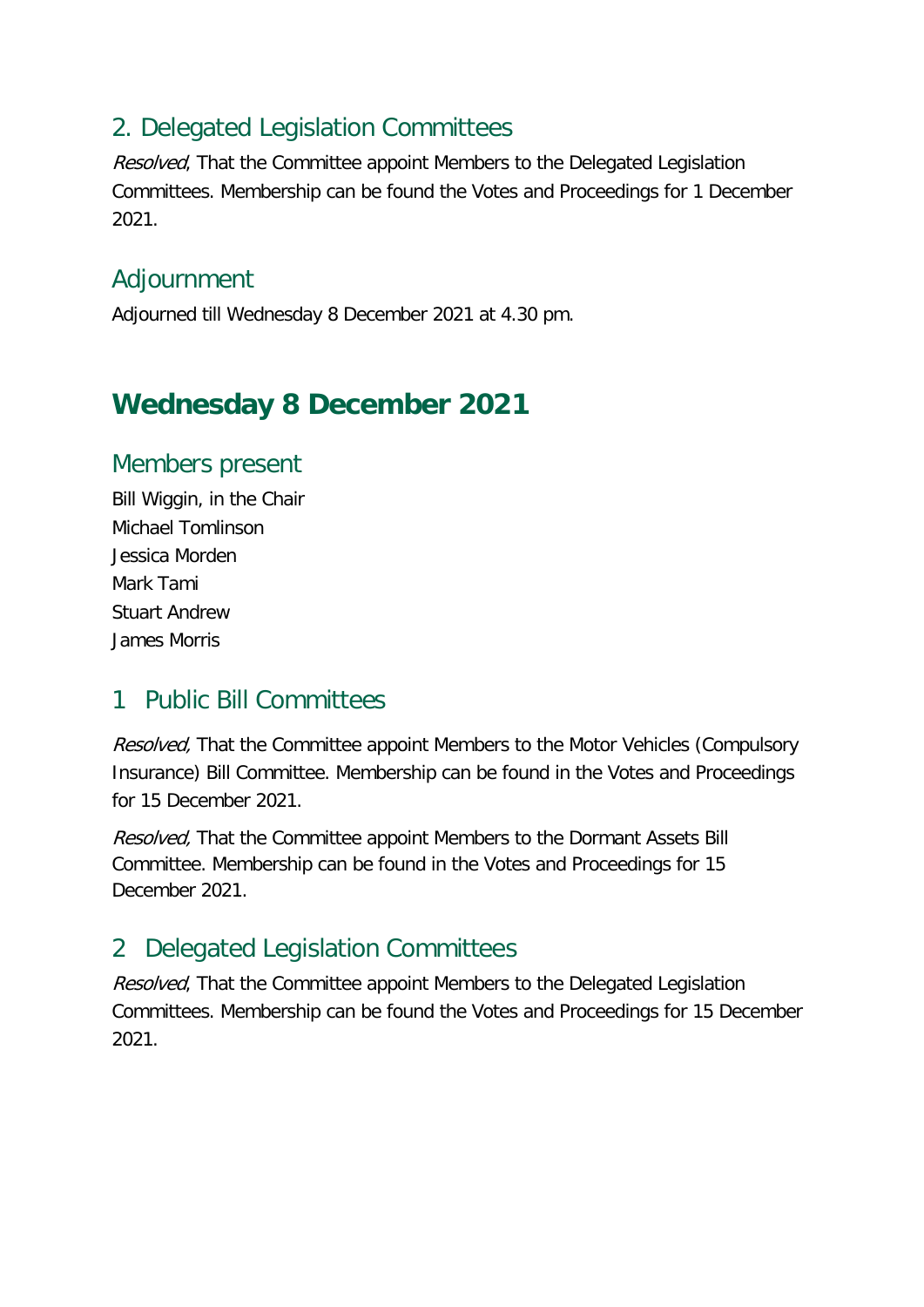## 2. Delegated Legislation Committees

*Resolved*, That the Committee appoint Members to the Delegated Legislation Committees. Membership can be found the Votes and Proceedings for 1 December 2021.

## Adjournment

Adjourned till Wednesday 8 December 2021 at 4.30 pm.

# Wednesday 8 December 2021

## Members present

Bill Wiggin, in the Chair
Michael Tomlinson
Jessica Morden
Mark Tami
Stuart Andrew
James Morris

## 1 Public Bill Committees

*Resolved,* That the Committee appoint Members to the Motor Vehicles (Compulsory Insurance) Bill Committee. Membership can be found in the Votes and Proceedings for 15 December 2021.

*Resolved,* That the Committee appoint Members to the Dormant Assets Bill Committee. Membership can be found in the Votes and Proceedings for 15 December 2021.

## 2 Delegated Legislation Committees

*Resolved*, That the Committee appoint Members to the Delegated Legislation Committees. Membership can be found the Votes and Proceedings for 15 December 2021.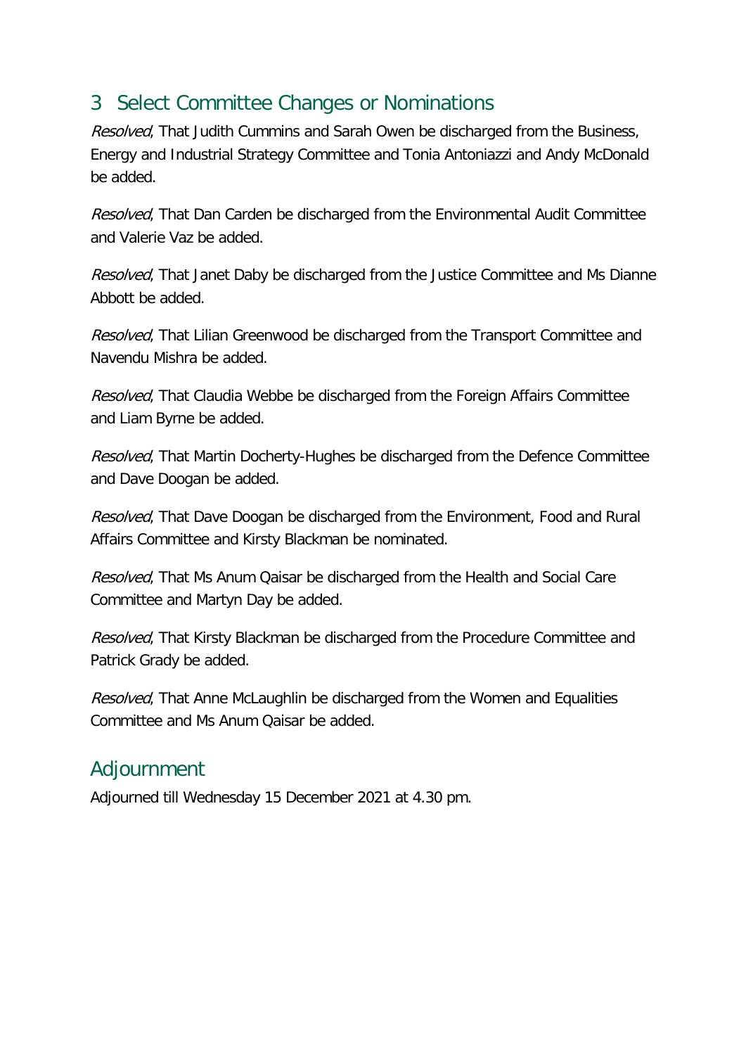## 3 Select Committee Changes or Nominations

*Resolved*, That Judith Cummins and Sarah Owen be discharged from the Business, Energy and Industrial Strategy Committee and Tonia Antoniazzi and Andy McDonald be added.

*Resolved*, That Dan Carden be discharged from the Environmental Audit Committee and Valerie Vaz be added.

*Resolved*, That Janet Daby be discharged from the Justice Committee and Ms Dianne Abbott be added.

*Resolved*, That Lilian Greenwood be discharged from the Transport Committee and Navendu Mishra be added.

*Resolved*, That Claudia Webbe be discharged from the Foreign Affairs Committee and Liam Byrne be added.

*Resolved*, That Martin Docherty-Hughes be discharged from the Defence Committee and Dave Doogan be added.

*Resolved*, That Dave Doogan be discharged from the Environment, Food and Rural Affairs Committee and Kirsty Blackman be nominated.

*Resolved*, That Ms Anum Qaisar be discharged from the Health and Social Care Committee and Martyn Day be added.

*Resolved*, That Kirsty Blackman be discharged from the Procedure Committee and Patrick Grady be added.

*Resolved*, That Anne McLaughlin be discharged from the Women and Equalities Committee and Ms Anum Qaisar be added.

## Adjournment

Adjourned till Wednesday 15 December 2021 at 4.30 pm.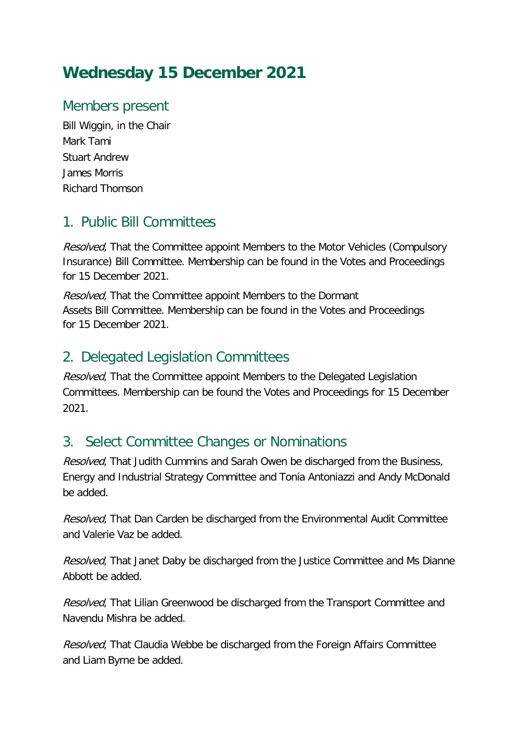# Wednesday 15 December 2021

## Members present

Bill Wiggin, in the Chair
Mark Tami
Stuart Andrew
James Morris
Richard Thomson

## 1. Public Bill Committees

*Resolved,* That the Committee appoint Members to the Motor Vehicles (Compulsory Insurance) Bill Committee. Membership can be found in the Votes and Proceedings for 15 December 2021.

*Resolved,* That the Committee appoint Members to the Dormant Assets Bill Committee. Membership can be found in the Votes and Proceedings for 15 December 2021.

## 2. Delegated Legislation Committees

*Resolved*, That the Committee appoint Members to the Delegated Legislation Committees. Membership can be found the Votes and Proceedings for 15 December 2021.

## 3. Select Committee Changes or Nominations

*Resolved*, That Judith Cummins and Sarah Owen be discharged from the Business, Energy and Industrial Strategy Committee and Tonia Antoniazzi and Andy McDonald be added.

*Resolved*, That Dan Carden be discharged from the Environmental Audit Committee and Valerie Vaz be added.

*Resolved*, That Janet Daby be discharged from the Justice Committee and Ms Dianne Abbott be added.

*Resolved*, That Lilian Greenwood be discharged from the Transport Committee and Navendu Mishra be added.

*Resolved*, That Claudia Webbe be discharged from the Foreign Affairs Committee and Liam Byrne be added.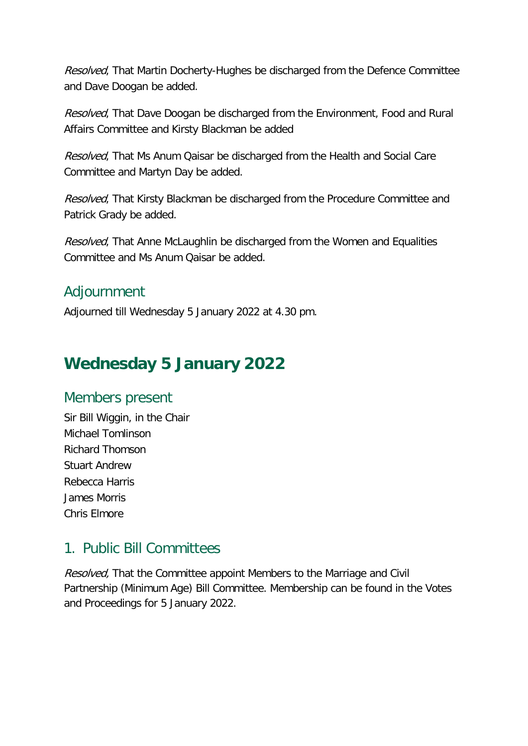*Resolved*, That Martin Docherty-Hughes be discharged from the Defence Committee and Dave Doogan be added.

*Resolved*, That Dave Doogan be discharged from the Environment, Food and Rural Affairs Committee and Kirsty Blackman be added

*Resolved*, That Ms Anum Qaisar be discharged from the Health and Social Care Committee and Martyn Day be added.

*Resolved*, That Kirsty Blackman be discharged from the Procedure Committee and Patrick Grady be added.

*Resolved*, That Anne McLaughlin be discharged from the Women and Equalities Committee and Ms Anum Qaisar be added.

### Adjournment

Adjourned till Wednesday 5 January 2022 at 4.30 pm.

## Wednesday 5 January 2022

### Members present

Sir Bill Wiggin, in the Chair
Michael Tomlinson
Richard Thomson
Stuart Andrew
Rebecca Harris
James Morris
Chris Elmore

### 1. Public Bill Committees

*Resolved,* That the Committee appoint Members to the Marriage and Civil Partnership (Minimum Age) Bill Committee. Membership can be found in the Votes and Proceedings for 5 January 2022.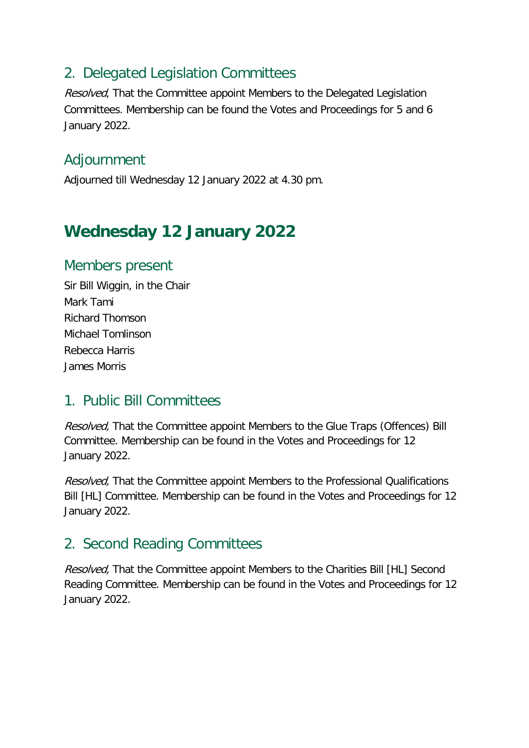## 2. Delegated Legislation Committees

*Resolved*, That the Committee appoint Members to the Delegated Legislation Committees. Membership can be found the Votes and Proceedings for 5 and 6 January 2022.

## Adjournment

Adjourned till Wednesday 12 January 2022 at 4.30 pm.

# Wednesday 12 January 2022

## Members present

Sir Bill Wiggin, in the Chair
Mark Tami
Richard Thomson
Michael Tomlinson
Rebecca Harris
James Morris

## 1. Public Bill Committees

*Resolved,* That the Committee appoint Members to the Glue Traps (Offences) Bill Committee. Membership can be found in the Votes and Proceedings for 12 January 2022.

*Resolved,* That the Committee appoint Members to the Professional Qualifications Bill [HL] Committee. Membership can be found in the Votes and Proceedings for 12 January 2022.

## 2. Second Reading Committees

*Resolved,* That the Committee appoint Members to the Charities Bill [HL] Second Reading Committee. Membership can be found in the Votes and Proceedings for 12 January 2022.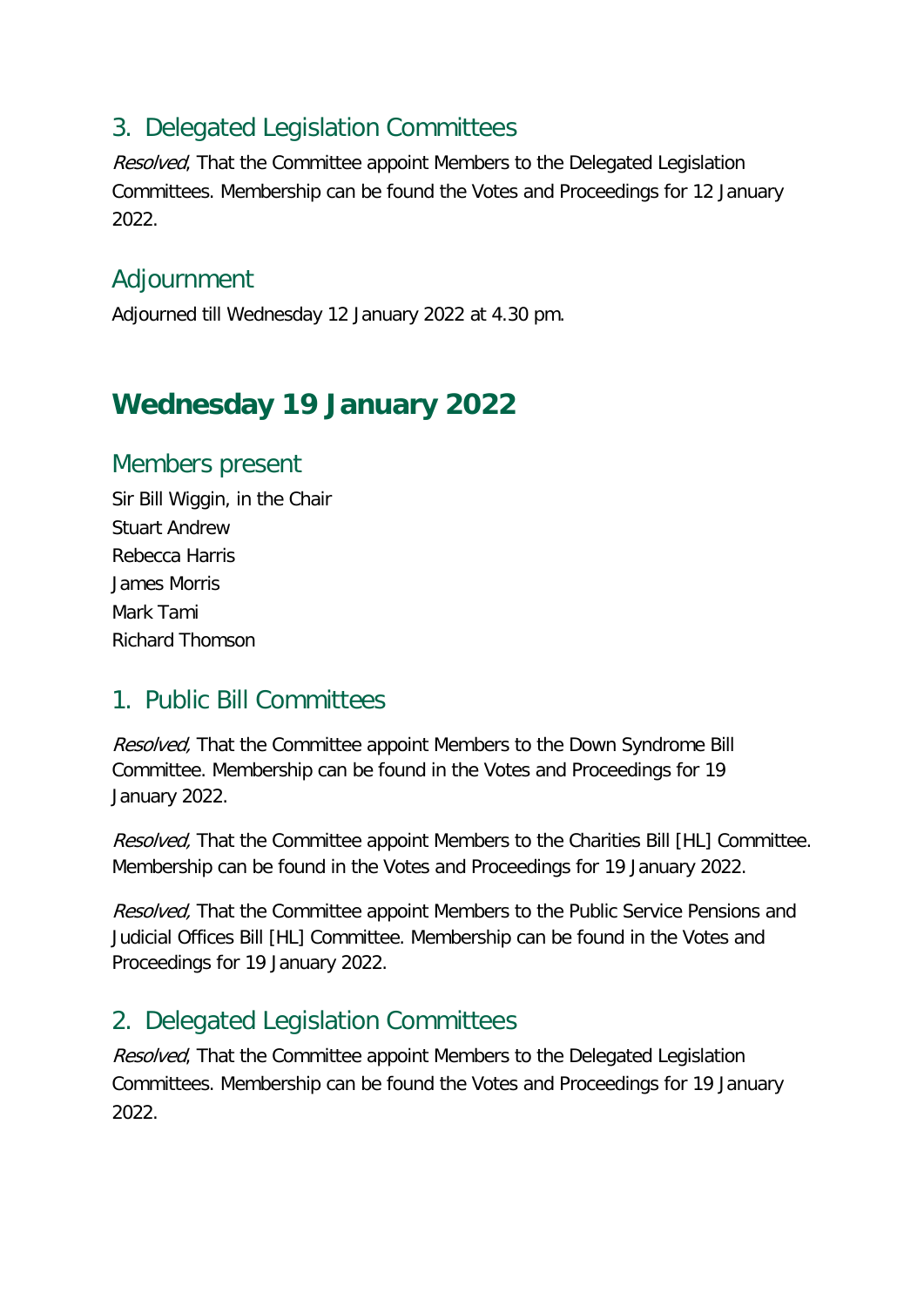## 3. Delegated Legislation Committees

*Resolved*, That the Committee appoint Members to the Delegated Legislation Committees. Membership can be found the Votes and Proceedings for 12 January 2022.

## Adjournment

Adjourned till Wednesday 12 January 2022 at 4.30 pm.

# Wednesday 19 January 2022

## Members present

Sir Bill Wiggin, in the Chair
Stuart Andrew
Rebecca Harris
James Morris
Mark Tami
Richard Thomson

## 1. Public Bill Committees

*Resolved,* That the Committee appoint Members to the Down Syndrome Bill Committee. Membership can be found in the Votes and Proceedings for 19 January 2022.

*Resolved,* That the Committee appoint Members to the Charities Bill [HL] Committee. Membership can be found in the Votes and Proceedings for 19 January 2022.

*Resolved,* That the Committee appoint Members to the Public Service Pensions and Judicial Offices Bill [HL] Committee. Membership can be found in the Votes and Proceedings for 19 January 2022.

## 2. Delegated Legislation Committees

*Resolved*, That the Committee appoint Members to the Delegated Legislation Committees. Membership can be found the Votes and Proceedings for 19 January 2022.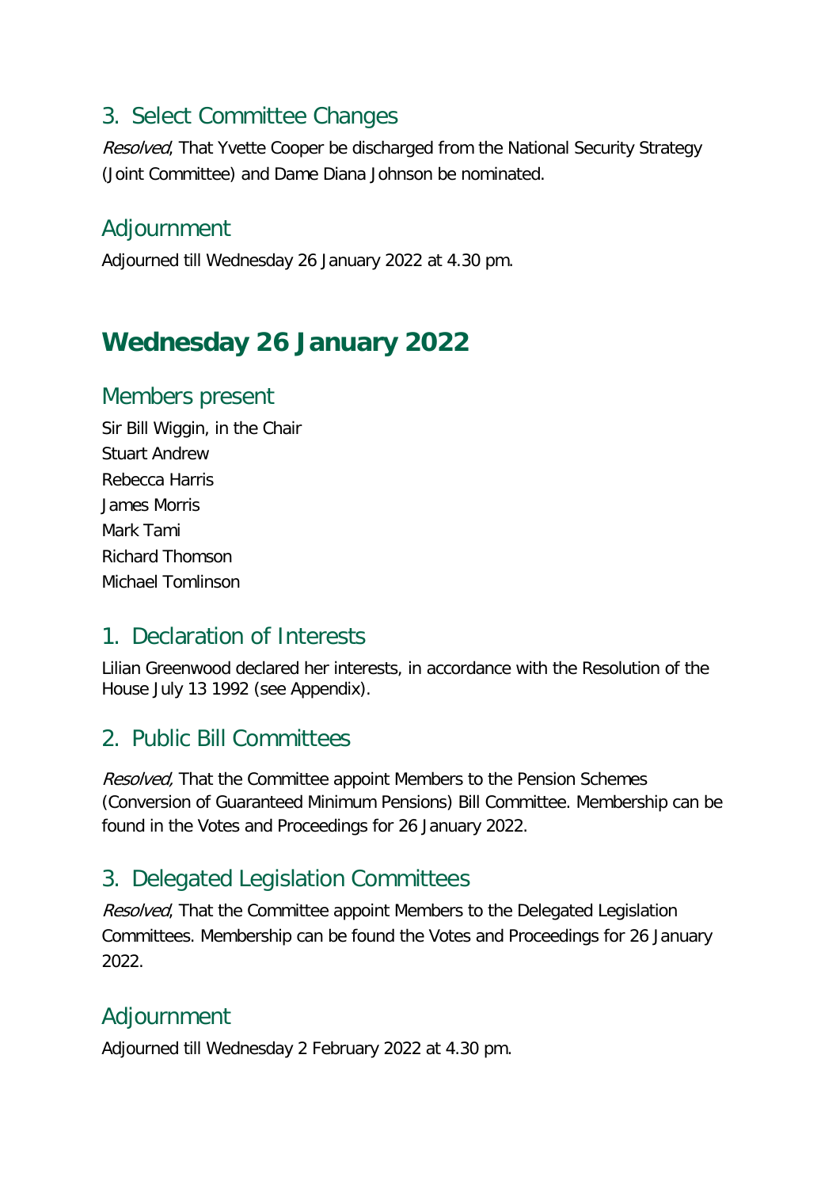## 3. Select Committee Changes

*Resolved*, That Yvette Cooper be discharged from the National Security Strategy (Joint Committee) and Dame Diana Johnson be nominated.

## Adjournment

Adjourned till Wednesday 26 January 2022 at 4.30 pm.

# Wednesday 26 January 2022

## Members present

Sir Bill Wiggin, in the Chair
Stuart Andrew
Rebecca Harris
James Morris
Mark Tami
Richard Thomson
Michael Tomlinson

## 1. Declaration of Interests

Lilian Greenwood declared her interests, in accordance with the Resolution of the House July 13 1992 (see Appendix).

## 2. Public Bill Committees

*Resolved,* That the Committee appoint Members to the Pension Schemes (Conversion of Guaranteed Minimum Pensions) Bill Committee. Membership can be found in the Votes and Proceedings for 26 January 2022.

## 3. Delegated Legislation Committees

*Resolved*, That the Committee appoint Members to the Delegated Legislation Committees. Membership can be found the Votes and Proceedings for 26 January 2022.

## Adjournment

Adjourned till Wednesday 2 February 2022 at 4.30 pm.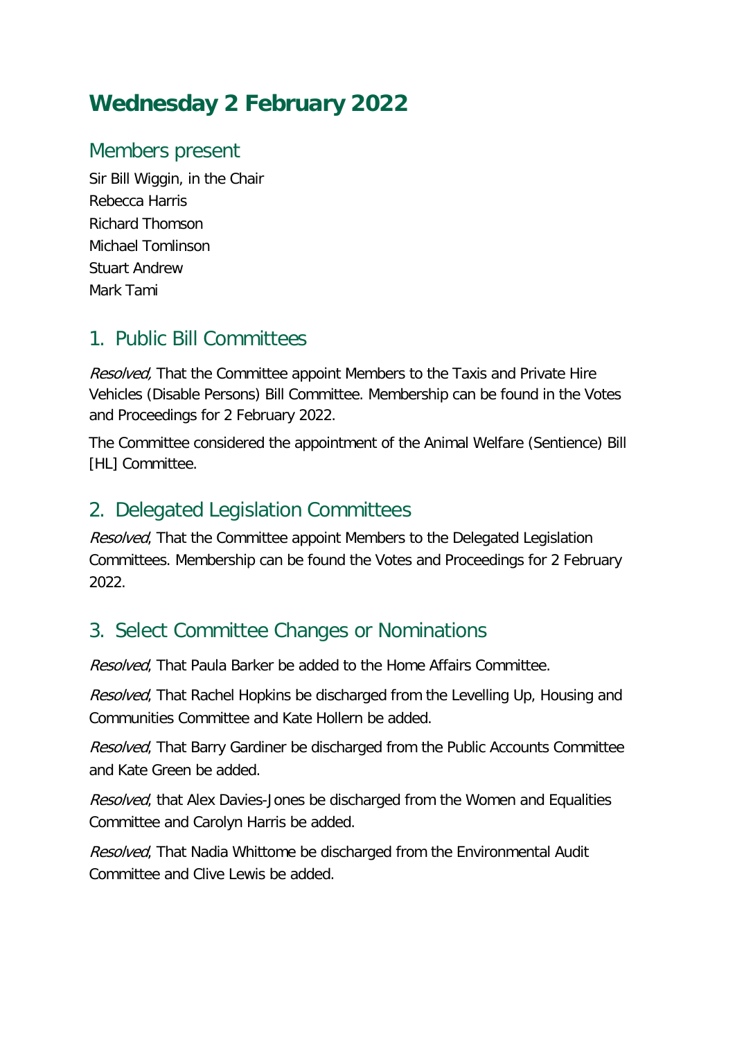# Wednesday 2 February 2022

## Members present

Sir Bill Wiggin, in the Chair
Rebecca Harris
Richard Thomson
Michael Tomlinson
Stuart Andrew
Mark Tami

## 1. Public Bill Committees

*Resolved,* That the Committee appoint Members to the Taxis and Private Hire Vehicles (Disable Persons) Bill Committee. Membership can be found in the Votes and Proceedings for 2 February 2022.

The Committee considered the appointment of the Animal Welfare (Sentience) Bill [HL] Committee.

## 2. Delegated Legislation Committees

*Resolved*, That the Committee appoint Members to the Delegated Legislation Committees. Membership can be found the Votes and Proceedings for 2 February 2022.

## 3. Select Committee Changes or Nominations

*Resolved*, That Paula Barker be added to the Home Affairs Committee.

*Resolved*, That Rachel Hopkins be discharged from the Levelling Up, Housing and Communities Committee and Kate Hollern be added.

*Resolved*, That Barry Gardiner be discharged from the Public Accounts Committee and Kate Green be added.

*Resolved*, that Alex Davies-Jones be discharged from the Women and Equalities Committee and Carolyn Harris be added.

*Resolved*, That Nadia Whittome be discharged from the Environmental Audit Committee and Clive Lewis be added.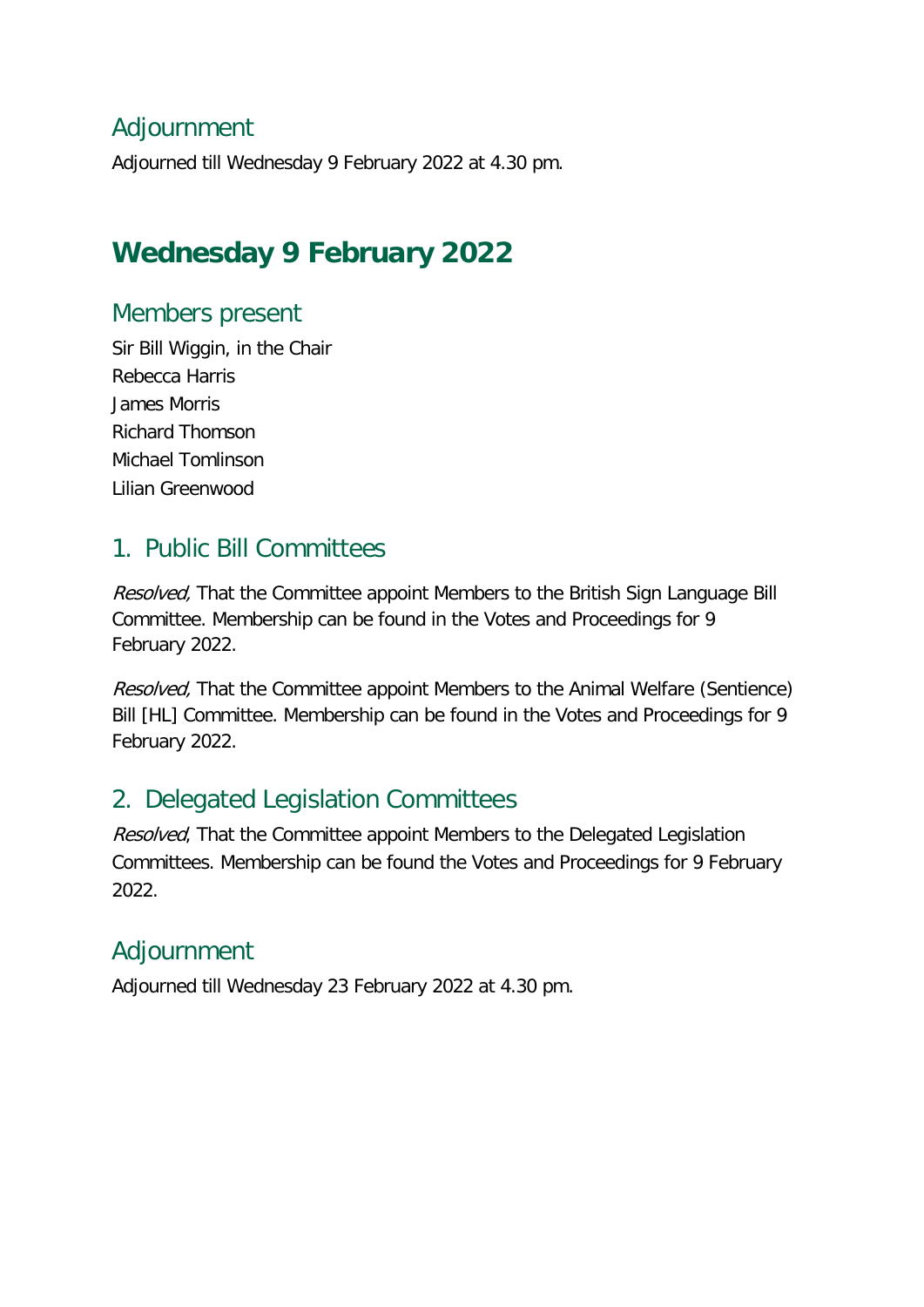## Adjournment

Adjourned till Wednesday 9 February 2022 at 4.30 pm.

# Wednesday 9 February 2022

## Members present

Sir Bill Wiggin, in the Chair
Rebecca Harris
James Morris
Richard Thomson
Michael Tomlinson
Lilian Greenwood

## 1. Public Bill Committees

*Resolved,* That the Committee appoint Members to the British Sign Language Bill Committee. Membership can be found in the Votes and Proceedings for 9 February 2022.

*Resolved,* That the Committee appoint Members to the Animal Welfare (Sentience) Bill [HL] Committee. Membership can be found in the Votes and Proceedings for 9 February 2022.

## 2. Delegated Legislation Committees

*Resolved*, That the Committee appoint Members to the Delegated Legislation Committees. Membership can be found the Votes and Proceedings for 9 February 2022.

## Adjournment

Adjourned till Wednesday 23 February 2022 at 4.30 pm.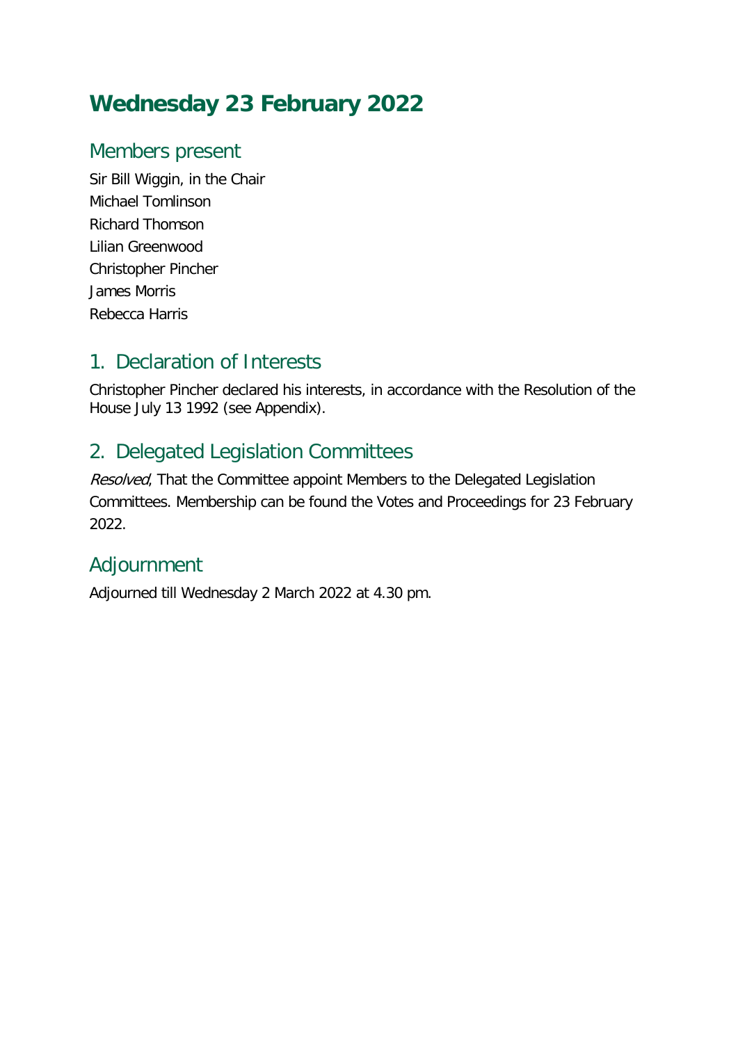# Wednesday 23 February 2022

## Members present

Sir Bill Wiggin, in the Chair
Michael Tomlinson
Richard Thomson
Lilian Greenwood
Christopher Pincher
James Morris
Rebecca Harris

## 1. Declaration of Interests

Christopher Pincher declared his interests, in accordance with the Resolution of the House July 13 1992 (see Appendix).

## 2. Delegated Legislation Committees

*Resolved*, That the Committee appoint Members to the Delegated Legislation Committees. Membership can be found the Votes and Proceedings for 23 February 2022.

## Adjournment

Adjourned till Wednesday 2 March 2022 at 4.30 pm.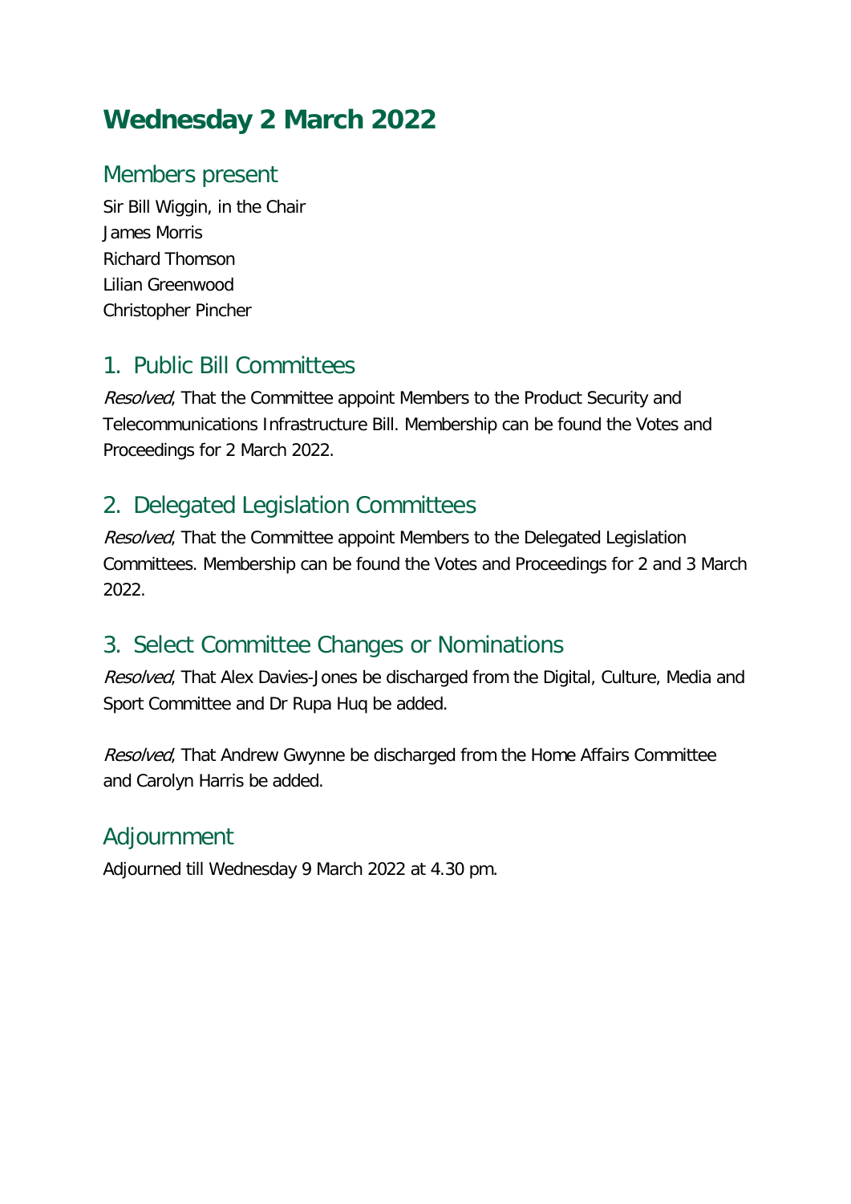# Wednesday 2 March 2022

## Members present

Sir Bill Wiggin, in the Chair
James Morris
Richard Thomson
Lilian Greenwood
Christopher Pincher

## 1. Public Bill Committees

*Resolved*, That the Committee appoint Members to the Product Security and Telecommunications Infrastructure Bill. Membership can be found the Votes and Proceedings for 2 March 2022.

## 2. Delegated Legislation Committees

*Resolved*, That the Committee appoint Members to the Delegated Legislation Committees. Membership can be found the Votes and Proceedings for 2 and 3 March 2022.

## 3. Select Committee Changes or Nominations

*Resolved*, That Alex Davies-Jones be discharged from the Digital, Culture, Media and Sport Committee and Dr Rupa Huq be added.

*Resolved*, That Andrew Gwynne be discharged from the Home Affairs Committee and Carolyn Harris be added.

## Adjournment

Adjourned till Wednesday 9 March 2022 at 4.30 pm.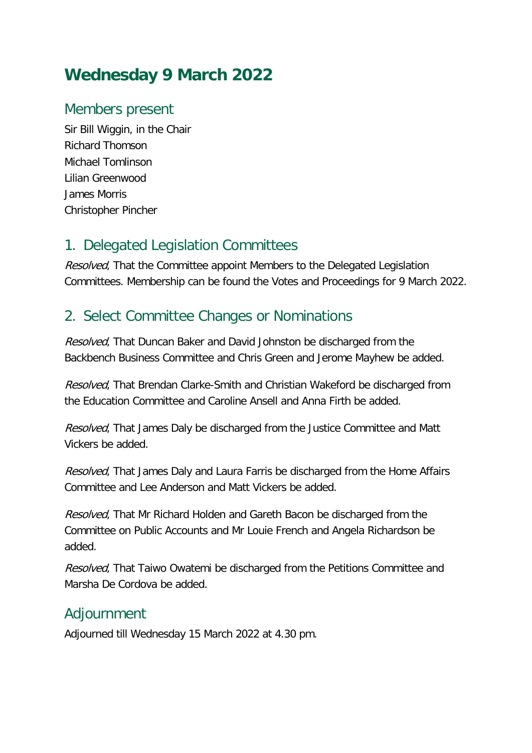# Wednesday 9 March 2022

## Members present

Sir Bill Wiggin, in the Chair
Richard Thomson
Michael Tomlinson
Lilian Greenwood
James Morris
Christopher Pincher

## 1. Delegated Legislation Committees

*Resolved*, That the Committee appoint Members to the Delegated Legislation Committees. Membership can be found the Votes and Proceedings for 9 March 2022.

## 2. Select Committee Changes or Nominations

*Resolved*, That Duncan Baker and David Johnston be discharged from the Backbench Business Committee and Chris Green and Jerome Mayhew be added.

*Resolved*, That Brendan Clarke-Smith and Christian Wakeford be discharged from the Education Committee and Caroline Ansell and Anna Firth be added.

*Resolved*, That James Daly be discharged from the Justice Committee and Matt Vickers be added.

*Resolved*, That James Daly and Laura Farris be discharged from the Home Affairs Committee and Lee Anderson and Matt Vickers be added.

*Resolved*, That Mr Richard Holden and Gareth Bacon be discharged from the Committee on Public Accounts and Mr Louie French and Angela Richardson be added.

*Resolved*, That Taiwo Owatemi be discharged from the Petitions Committee and Marsha De Cordova be added.

## Adjournment

Adjourned till Wednesday 15 March 2022 at 4.30 pm.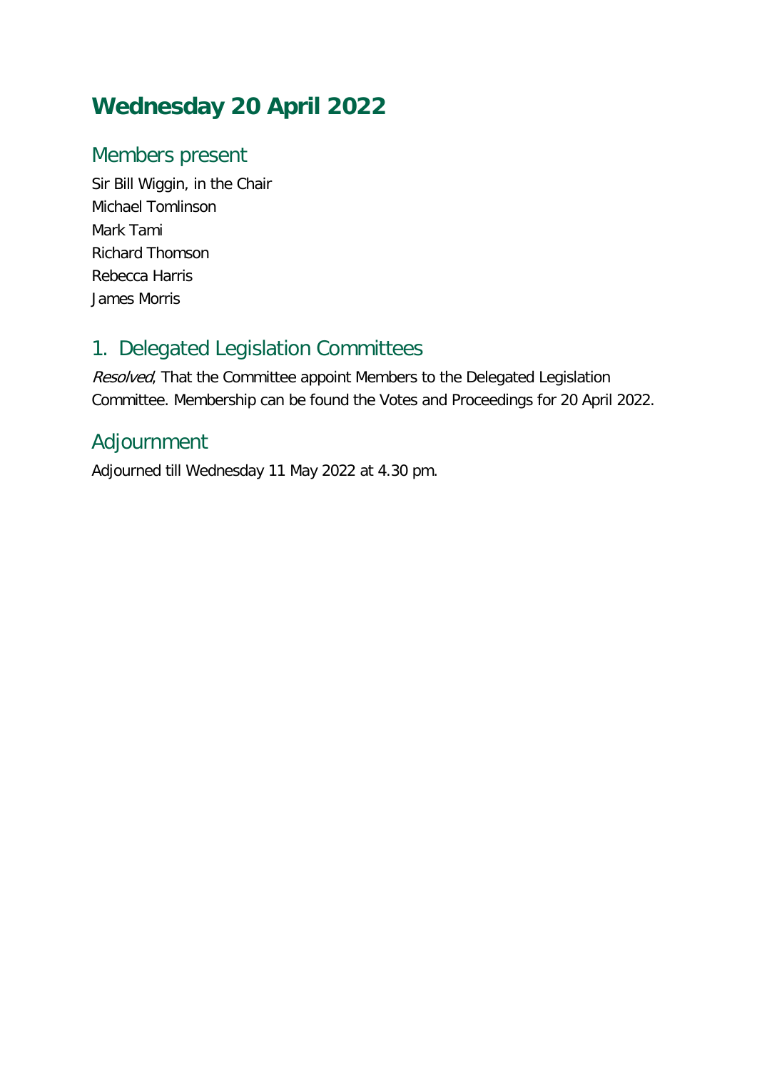# Wednesday 20 April 2022

## Members present

Sir Bill Wiggin, in the Chair
Michael Tomlinson
Mark Tami
Richard Thomson
Rebecca Harris
James Morris

## 1. Delegated Legislation Committees

*Resolved*, That the Committee appoint Members to the Delegated Legislation Committee. Membership can be found the Votes and Proceedings for 20 April 2022.

## Adjournment

Adjourned till Wednesday 11 May 2022 at 4.30 pm.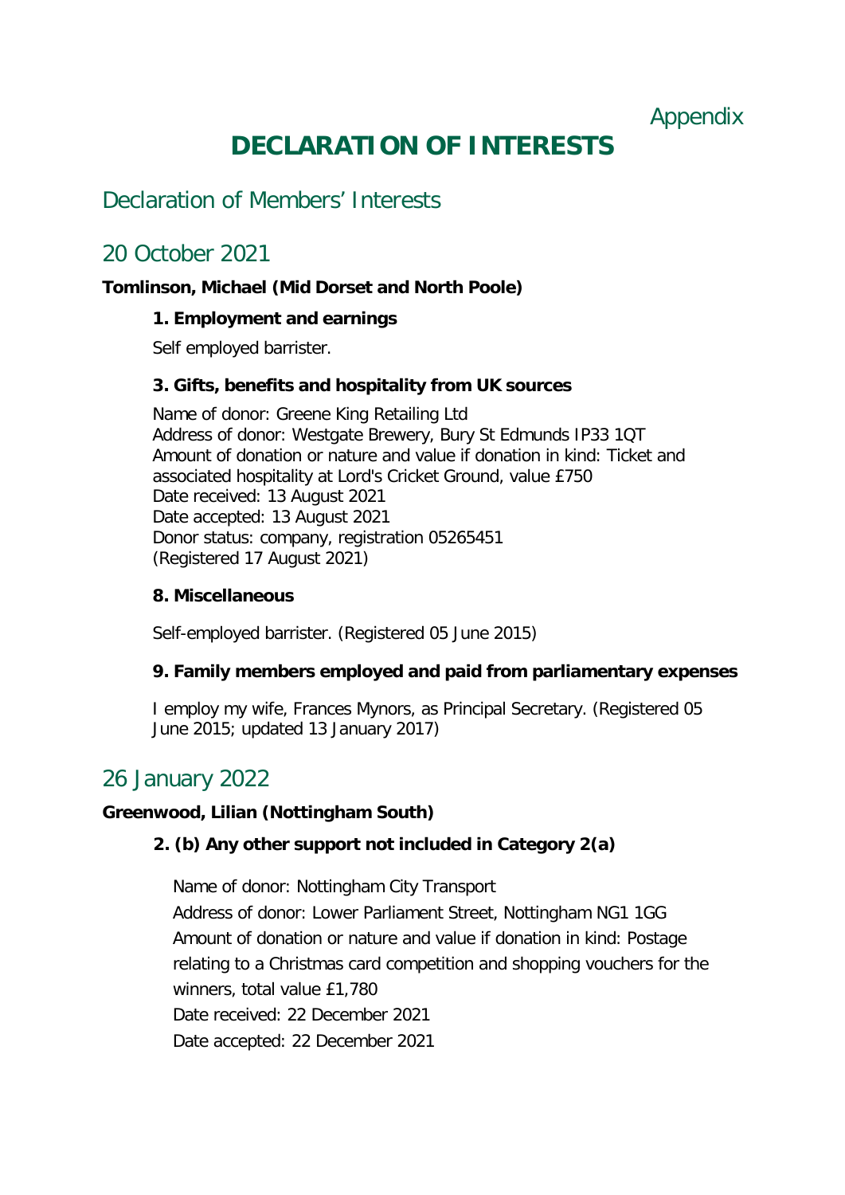Appendix

# DECLARATION OF INTERESTS

## Declaration of Members' Interests

## 20 October 2021

**Tomlinson, Michael (Mid Dorset and North Poole)**

**1. Employment and earnings**

Self employed barrister.

**3. Gifts, benefits and hospitality from UK sources**

Name of donor: Greene King Retailing Ltd
Address of donor: Westgate Brewery, Bury St Edmunds IP33 1QT
Amount of donation or nature and value if donation in kind: Ticket and associated hospitality at Lord's Cricket Ground, value £750
Date received: 13 August 2021
Date accepted: 13 August 2021
Donor status: company, registration 05265451
(Registered 17 August 2021)

**8. Miscellaneous**

Self-employed barrister. (Registered 05 June 2015)

**9. Family members employed and paid from parliamentary expenses**

I employ my wife, Frances Mynors, as Principal Secretary. (Registered 05 June 2015; updated 13 January 2017)

## 26 January 2022

**Greenwood, Lilian (Nottingham South)**

**2. (b) Any other support not included in Category 2(a)**

Name of donor: Nottingham City Transport
Address of donor: Lower Parliament Street, Nottingham NG1 1GG
Amount of donation or nature and value if donation in kind: Postage relating to a Christmas card competition and shopping vouchers for the winners, total value £1,780
Date received: 22 December 2021
Date accepted: 22 December 2021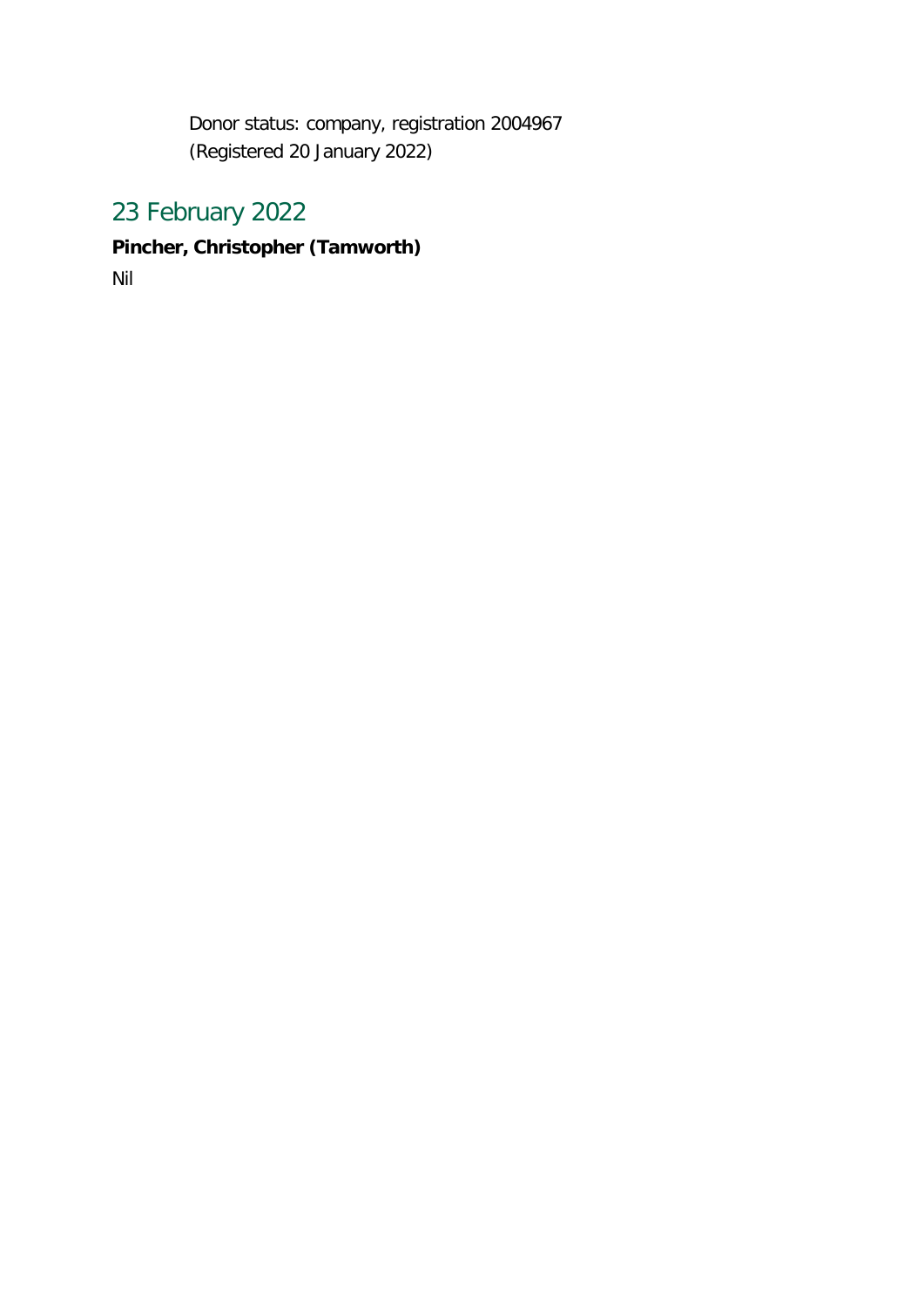Donor status: company, registration 2004967
(Registered 20 January 2022)

## 23 February 2022

**Pincher, Christopher (Tamworth)**

Nil